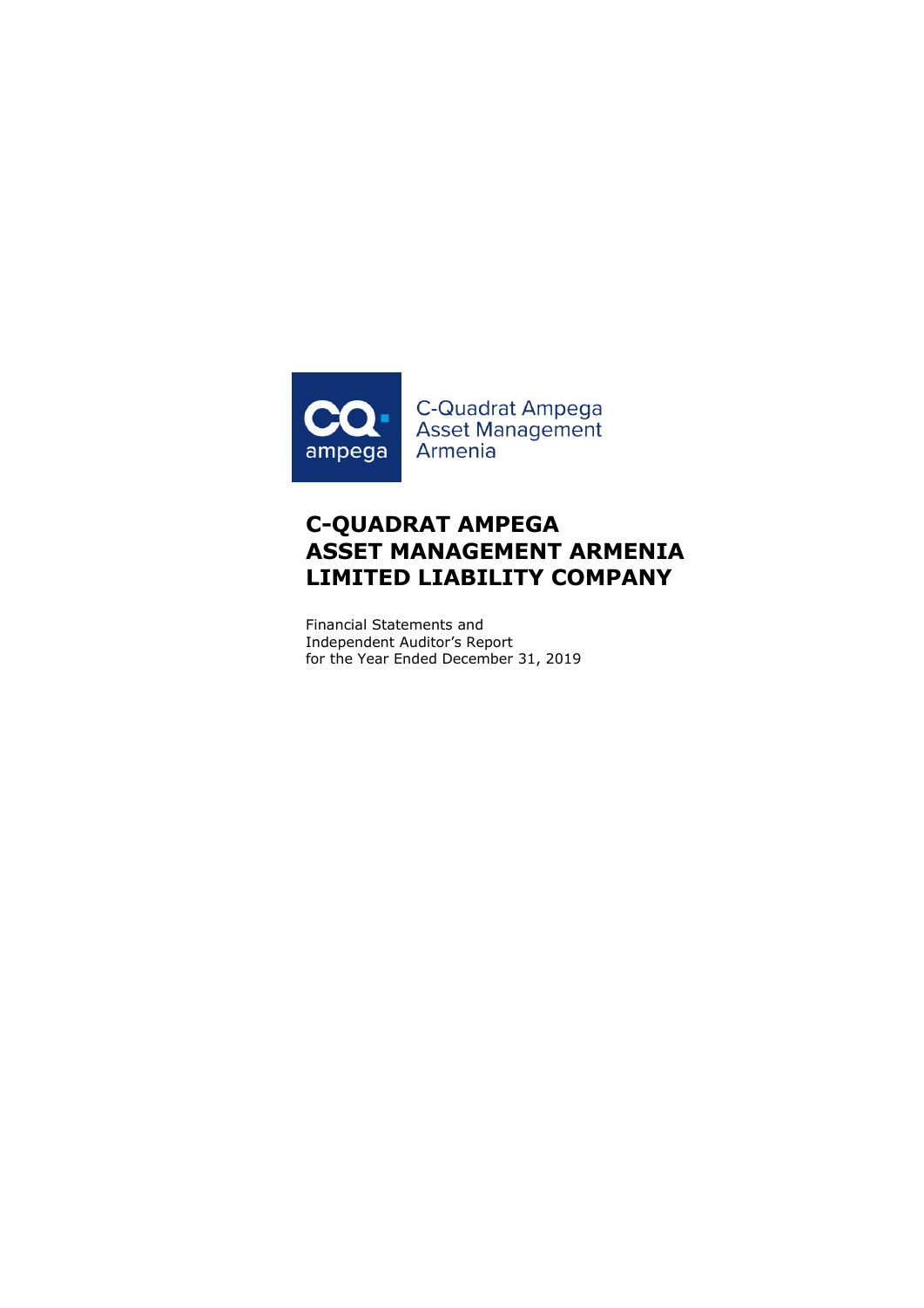C-Quadrat Ampega
Asset Management
Armenia

# C-QUADRAT AMPEGA
# ASSET MANAGEMENT ARMENIA
# LIMITED LIABILITY COMPANY

Financial Statements and
Independent Auditor's Report
for the Year Ended December 31, 2019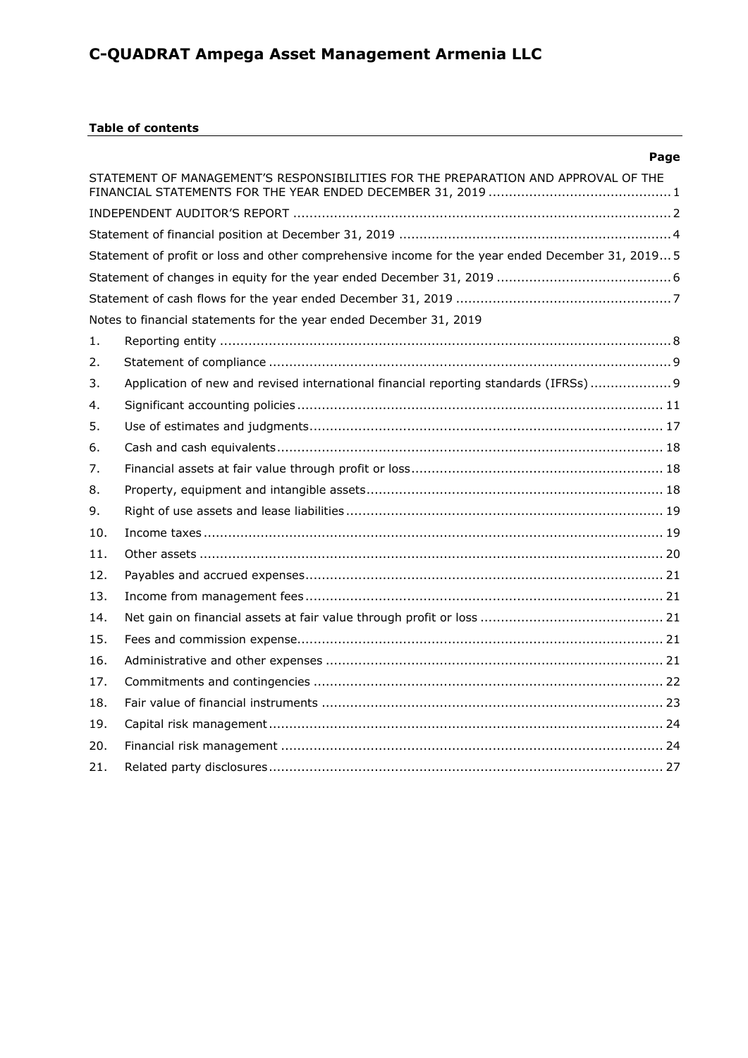# C-QUADRAT Ampega Asset Management Armenia LLC

**Table of contents**

| | | Page |
|---|---|---|
| STATEMENT OF MANAGEMENT'S RESPONSIBILITIES FOR THE PREPARATION AND APPROVAL OF THE FINANCIAL STATEMENTS FOR THE YEAR ENDED DECEMBER 31, 2019 | | 1 |
| INDEPENDENT AUDITOR'S REPORT | | 2 |
| Statement of financial position at December 31, 2019 | | 4 |
| Statement of profit or loss and other comprehensive income for the year ended December 31, 2019 | | 5 |
| Statement of changes in equity for the year ended December 31, 2019 | | 6 |
| Statement of cash flows for the year ended December 31, 2019 | | 7 |
| Notes to financial statements for the year ended December 31, 2019 | | |
| 1. | Reporting entity | 8 |
| 2. | Statement of compliance | 9 |
| 3. | Application of new and revised international financial reporting standards (IFRSs) | 9 |
| 4. | Significant accounting policies | 11 |
| 5. | Use of estimates and judgments | 17 |
| 6. | Cash and cash equivalents | 18 |
| 7. | Financial assets at fair value through profit or loss | 18 |
| 8. | Property, equipment and intangible assets | 18 |
| 9. | Right of use assets and lease liabilities | 19 |
| 10. | Income taxes | 19 |
| 11. | Other assets | 20 |
| 12. | Payables and accrued expenses | 21 |
| 13. | Income from management fees | 21 |
| 14. | Net gain on financial assets at fair value through profit or loss | 21 |
| 15. | Fees and commission expense | 21 |
| 16. | Administrative and other expenses | 21 |
| 17. | Commitments and contingencies | 22 |
| 18. | Fair value of financial instruments | 23 |
| 19. | Capital risk management | 24 |
| 20. | Financial risk management | 24 |
| 21. | Related party disclosures | 27 |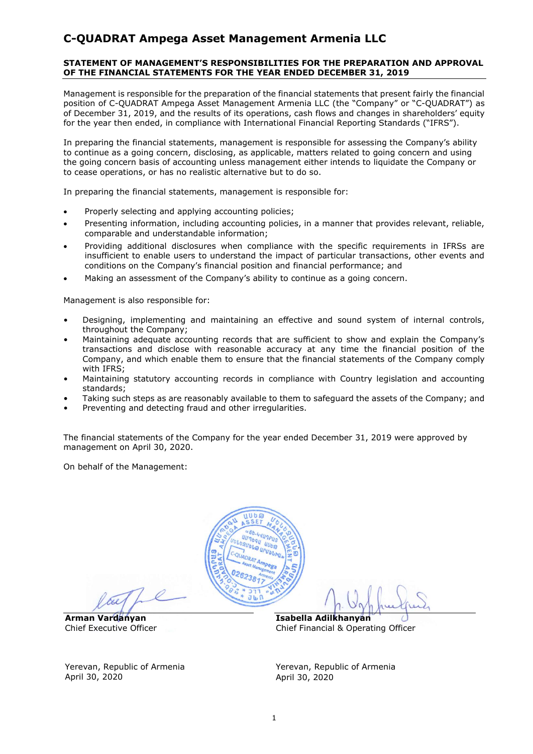# C-QUADRAT Ampega Asset Management Armenia LLC

## STATEMENT OF MANAGEMENT'S RESPONSIBILITIES FOR THE PREPARATION AND APPROVAL OF THE FINANCIAL STATEMENTS FOR THE YEAR ENDED DECEMBER 31, 2019

Management is responsible for the preparation of the financial statements that present fairly the financial position of C-QUADRAT Ampega Asset Management Armenia LLC (the "Company" or "C-QUADRAT") as of December 31, 2019, and the results of its operations, cash flows and changes in shareholders' equity for the year then ended, in compliance with International Financial Reporting Standards ("IFRS").

In preparing the financial statements, management is responsible for assessing the Company's ability to continue as a going concern, disclosing, as applicable, matters related to going concern and using the going concern basis of accounting unless management either intends to liquidate the Company or to cease operations, or has no realistic alternative but to do so.

In preparing the financial statements, management is responsible for:

- Properly selecting and applying accounting policies;
- Presenting information, including accounting policies, in a manner that provides relevant, reliable, comparable and understandable information;
- Providing additional disclosures when compliance with the specific requirements in IFRSs are insufficient to enable users to understand the impact of particular transactions, other events and conditions on the Company's financial position and financial performance; and
- Making an assessment of the Company's ability to continue as a going concern.

Management is also responsible for:

- Designing, implementing and maintaining an effective and sound system of internal controls, throughout the Company;
- Maintaining adequate accounting records that are sufficient to show and explain the Company's transactions and disclose with reasonable accuracy at any time the financial position of the Company, and which enable them to ensure that the financial statements of the Company comply with IFRS;
- Maintaining statutory accounting records in compliance with Country legislation and accounting standards;
- Taking such steps as are reasonably available to them to safeguard the assets of the Company; and
- Preventing and detecting fraud and other irregularities.

The financial statements of the Company for the year ended December 31, 2019 were approved by management on April 30, 2020.

On behalf of the Management:

**Arman Vardanyan**
Chief Executive Officer

Yerevan, Republic of Armenia
April 30, 2020

**Isabella Adilkhanyan**
Chief Financial & Operating Officer

Yerevan, Republic of Armenia
April 30, 2020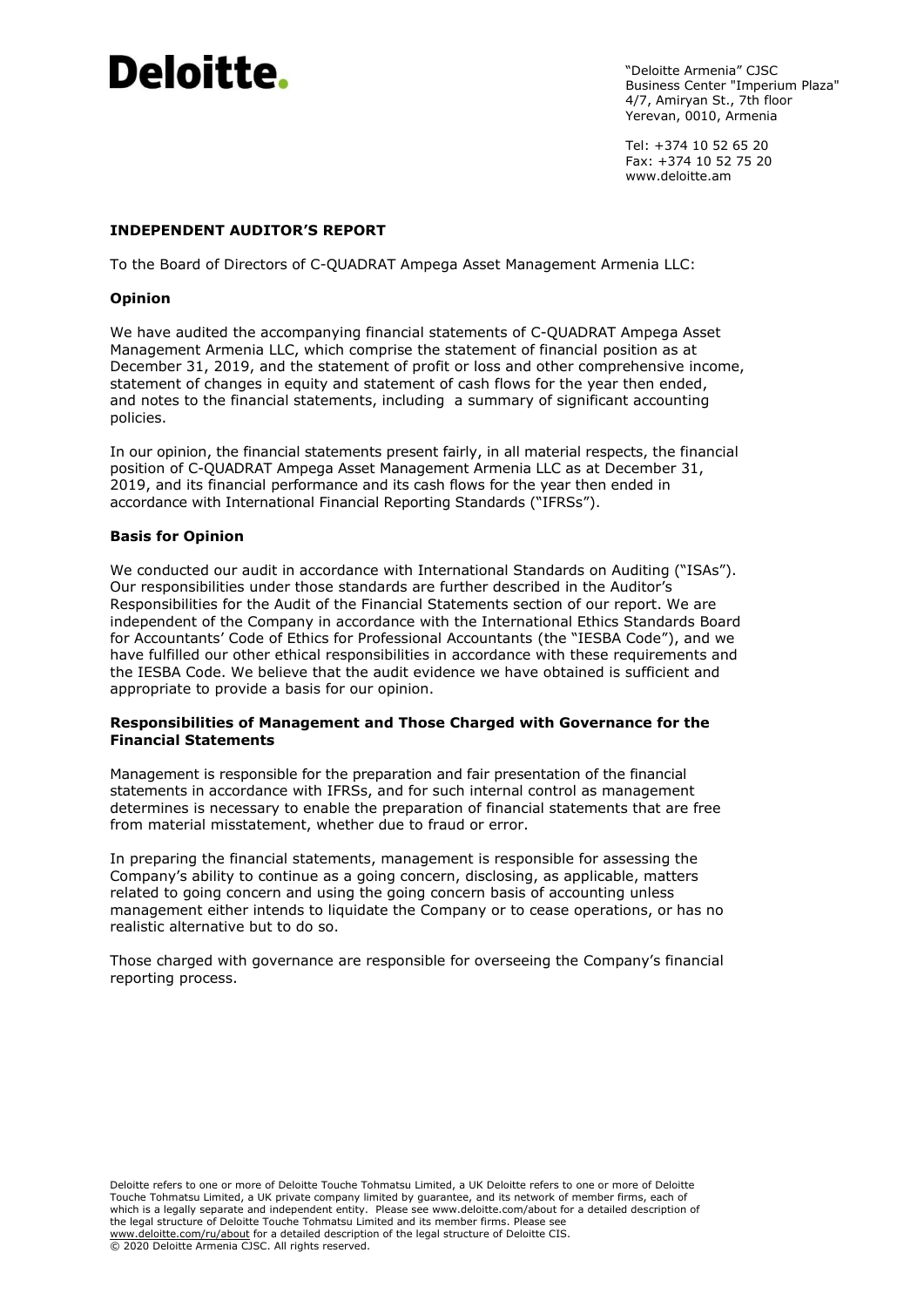**Deloitte.**

"Deloitte Armenia" CJSC
Business Center "Imperium Plaza"
4/7, Amiryan St., 7th floor
Yerevan, 0010, Armenia

Tel: +374 10 52 65 20
Fax: +374 10 52 75 20
www.deloitte.am

## INDEPENDENT AUDITOR'S REPORT

To the Board of Directors of C-QUADRAT Ampega Asset Management Armenia LLC:

### Opinion

We have audited the accompanying financial statements of C-QUADRAT Ampega Asset Management Armenia LLC, which comprise the statement of financial position as at December 31, 2019, and the statement of profit or loss and other comprehensive income, statement of changes in equity and statement of cash flows for the year then ended, and notes to the financial statements, including a summary of significant accounting policies.

In our opinion, the financial statements present fairly, in all material respects, the financial position of C-QUADRAT Ampega Asset Management Armenia LLC as at December 31, 2019, and its financial performance and its cash flows for the year then ended in accordance with International Financial Reporting Standards ("IFRSs").

### Basis for Opinion

We conducted our audit in accordance with International Standards on Auditing ("ISAs"). Our responsibilities under those standards are further described in the Auditor's Responsibilities for the Audit of the Financial Statements section of our report. We are independent of the Company in accordance with the International Ethics Standards Board for Accountants' Code of Ethics for Professional Accountants (the "IESBA Code"), and we have fulfilled our other ethical responsibilities in accordance with these requirements and the IESBA Code. We believe that the audit evidence we have obtained is sufficient and appropriate to provide a basis for our opinion.

### Responsibilities of Management and Those Charged with Governance for the Financial Statements

Management is responsible for the preparation and fair presentation of the financial statements in accordance with IFRSs, and for such internal control as management determines is necessary to enable the preparation of financial statements that are free from material misstatement, whether due to fraud or error.

In preparing the financial statements, management is responsible for assessing the Company's ability to continue as a going concern, disclosing, as applicable, matters related to going concern and using the going concern basis of accounting unless management either intends to liquidate the Company or to cease operations, or has no realistic alternative but to do so.

Those charged with governance are responsible for overseeing the Company's financial reporting process.

Deloitte refers to one or more of Deloitte Touche Tohmatsu Limited, a UK Deloitte refers to one or more of Deloitte Touche Tohmatsu Limited, a UK private company limited by guarantee, and its network of member firms, each of which is a legally separate and independent entity. Please see www.deloitte.com/about for a detailed description of the legal structure of Deloitte Touche Tohmatsu Limited and its member firms. Please see www.deloitte.com/ru/about for a detailed description of the legal structure of Deloitte CIS.
© 2020 Deloitte Armenia CJSC. All rights reserved.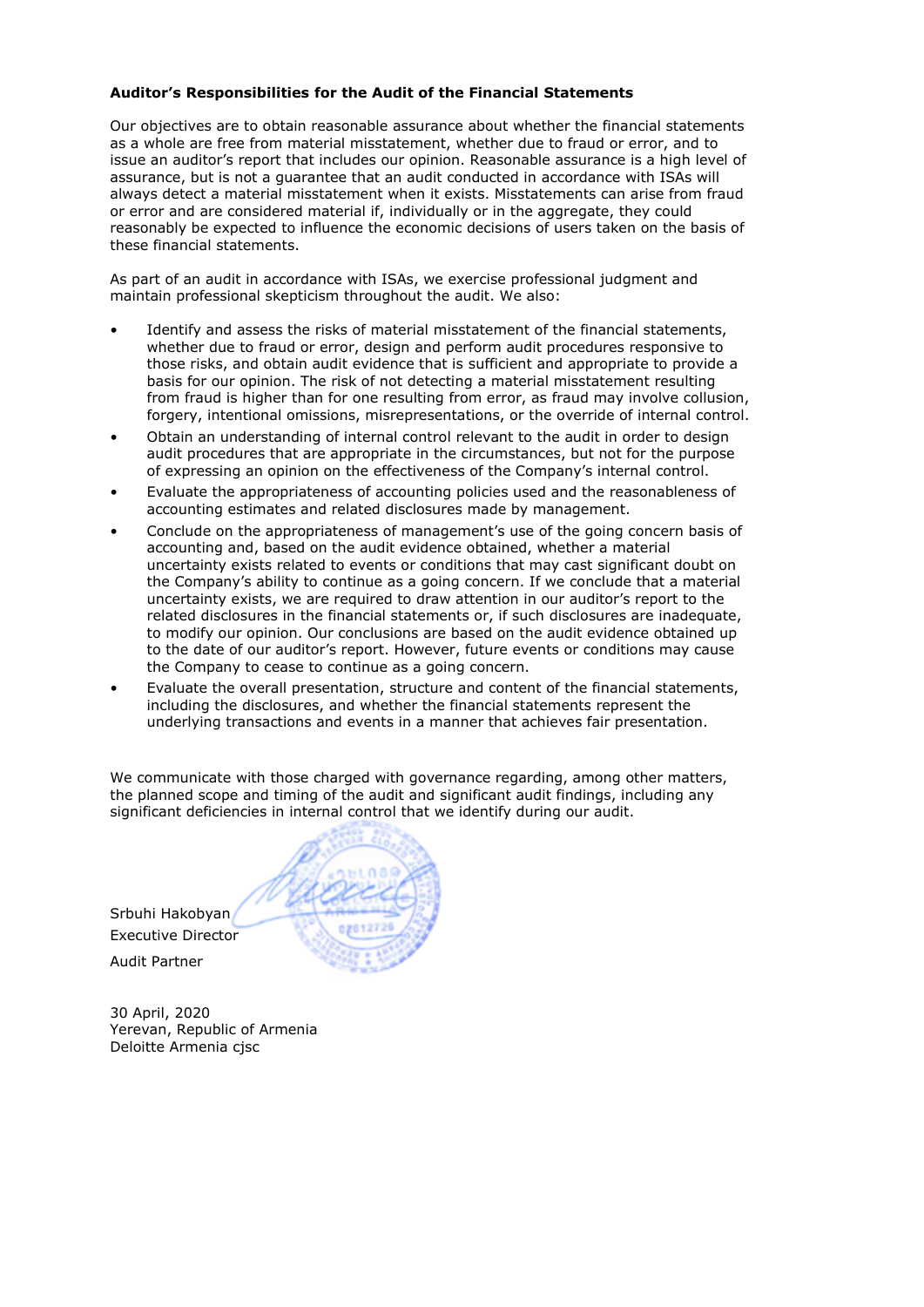**Auditor's Responsibilities for the Audit of the Financial Statements**

Our objectives are to obtain reasonable assurance about whether the financial statements as a whole are free from material misstatement, whether due to fraud or error, and to issue an auditor's report that includes our opinion. Reasonable assurance is a high level of assurance, but is not a guarantee that an audit conducted in accordance with ISAs will always detect a material misstatement when it exists. Misstatements can arise from fraud or error and are considered material if, individually or in the aggregate, they could reasonably be expected to influence the economic decisions of users taken on the basis of these financial statements.

As part of an audit in accordance with ISAs, we exercise professional judgment and maintain professional skepticism throughout the audit. We also:

- Identify and assess the risks of material misstatement of the financial statements, whether due to fraud or error, design and perform audit procedures responsive to those risks, and obtain audit evidence that is sufficient and appropriate to provide a basis for our opinion. The risk of not detecting a material misstatement resulting from fraud is higher than for one resulting from error, as fraud may involve collusion, forgery, intentional omissions, misrepresentations, or the override of internal control.
- Obtain an understanding of internal control relevant to the audit in order to design audit procedures that are appropriate in the circumstances, but not for the purpose of expressing an opinion on the effectiveness of the Company's internal control.
- Evaluate the appropriateness of accounting policies used and the reasonableness of accounting estimates and related disclosures made by management.
- Conclude on the appropriateness of management's use of the going concern basis of accounting and, based on the audit evidence obtained, whether a material uncertainty exists related to events or conditions that may cast significant doubt on the Company's ability to continue as a going concern. If we conclude that a material uncertainty exists, we are required to draw attention in our auditor's report to the related disclosures in the financial statements or, if such disclosures are inadequate, to modify our opinion. Our conclusions are based on the audit evidence obtained up to the date of our auditor's report. However, future events or conditions may cause the Company to cease to continue as a going concern.
- Evaluate the overall presentation, structure and content of the financial statements, including the disclosures, and whether the financial statements represent the underlying transactions and events in a manner that achieves fair presentation.

We communicate with those charged with governance regarding, among other matters, the planned scope and timing of the audit and significant audit findings, including any significant deficiencies in internal control that we identify during our audit.

Srbuhi Hakobyan
Executive Director

Audit Partner

30 April, 2020
Yerevan, Republic of Armenia
Deloitte Armenia cjsc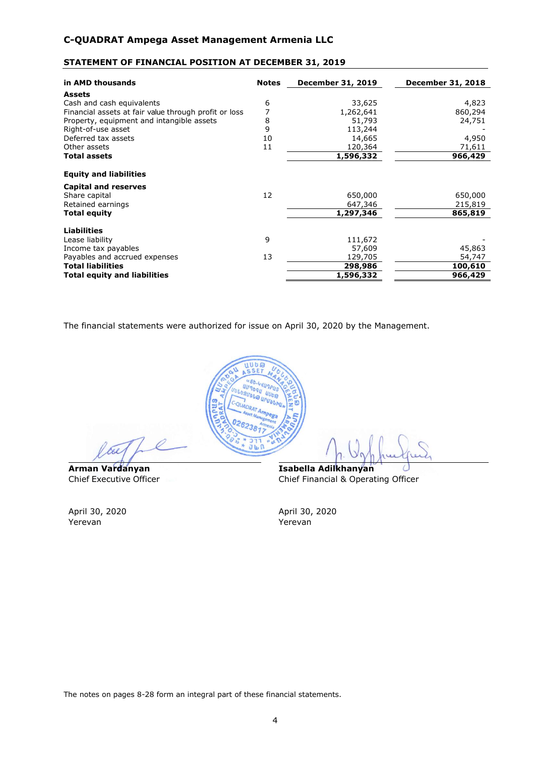# C-QUADRAT Ampega Asset Management Armenia LLC

## STATEMENT OF FINANCIAL POSITION AT DECEMBER 31, 2019

| in AMD thousands | Notes | December 31, 2019 | December 31, 2018 |
|---|---|---|---|
| **Assets** | | | |
| Cash and cash equivalents | 6 | 33,625 | 4,823 |
| Financial assets at fair value through profit or loss | 7 | 1,262,641 | 860,294 |
| Property, equipment and intangible assets | 8 | 51,793 | 24,751 |
| Right-of-use asset | 9 | 113,244 | - |
| Deferred tax assets | 10 | 14,665 | 4,950 |
| Other assets | 11 | 120,364 | 71,611 |
| **Total assets** | | **1,596,332** | **966,429** |
| **Equity and liabilities** | | | |
| **Capital and reserves** | | | |
| Share capital | 12 | 650,000 | 650,000 |
| Retained earnings | | 647,346 | 215,819 |
| **Total equity** | | **1,297,346** | **865,819** |
| **Liabilities** | | | |
| Lease liability | 9 | 111,672 | - |
| Income tax payables | | 57,609 | 45,863 |
| Payables and accrued expenses | 13 | 129,705 | 54,747 |
| **Total liabilities** | | **298,986** | **100,610** |
| **Total equity and liabilities** | | **1,596,332** | **966,429** |

The financial statements were authorized for issue on April 30, 2020 by the Management.

**Arman Vardanyan**
Chief Executive Officer

April 30, 2020
Yerevan

**Isabella Adilkhanyan**
Chief Financial & Operating Officer

April 30, 2020
Yerevan

The notes on pages 8-28 form an integral part of these financial statements.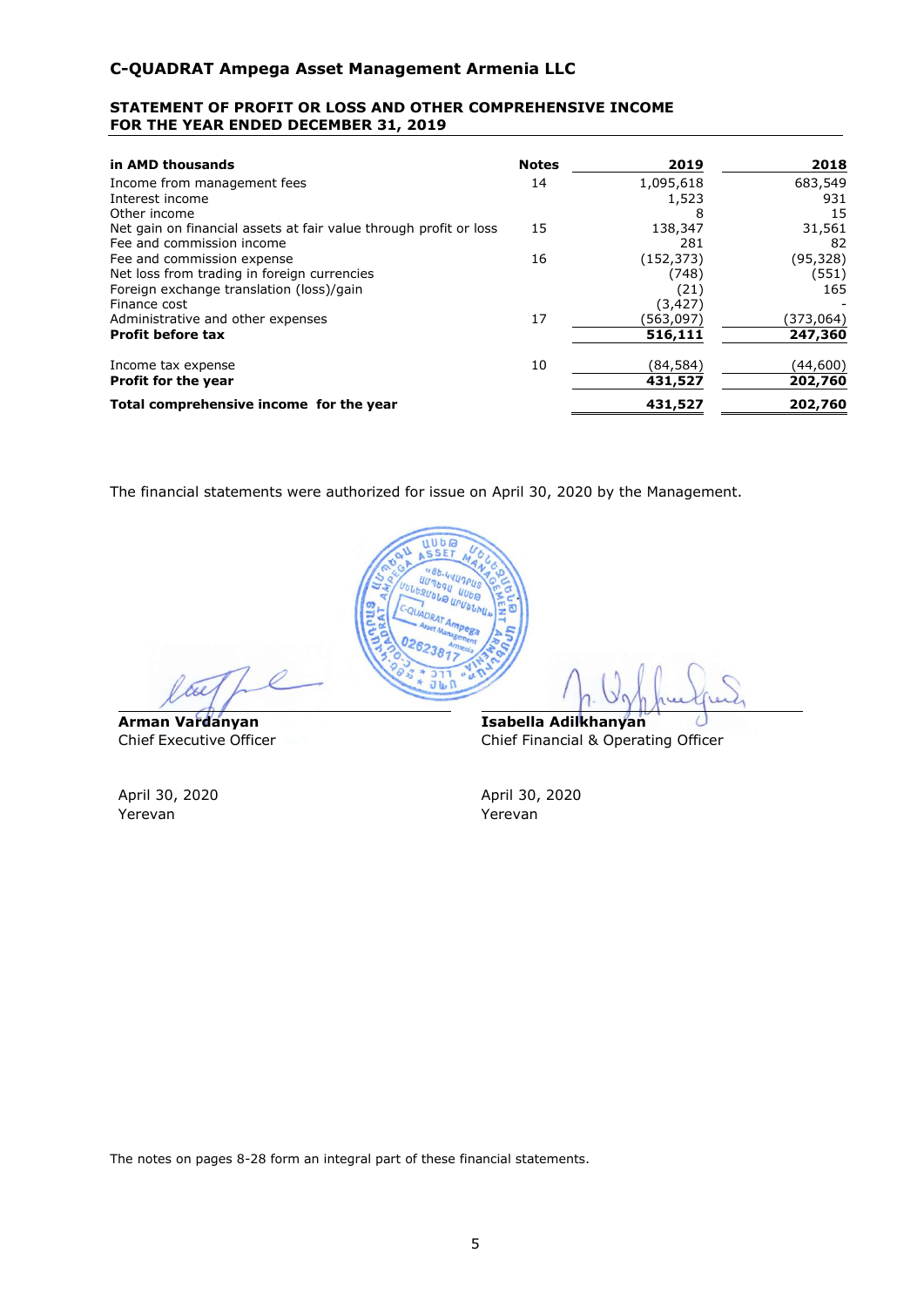## C-QUADRAT Ampega Asset Management Armenia LLC

### STATEMENT OF PROFIT OR LOSS AND OTHER COMPREHENSIVE INCOME FOR THE YEAR ENDED DECEMBER 31, 2019

| in AMD thousands | Notes | 2019 | 2018 |
|---|---|---|---|
| Income from management fees | 14 | 1,095,618 | 683,549 |
| Interest income | | 1,523 | 931 |
| Other income | | 8 | 15 |
| Net gain on financial assets at fair value through profit or loss | 15 | 138,347 | 31,561 |
| Fee and commission income | | 281 | 82 |
| Fee and commission expense | 16 | (152,373) | (95,328) |
| Net loss from trading in foreign currencies | | (748) | (551) |
| Foreign exchange translation (loss)/gain | | (21) | 165 |
| Finance cost | | (3,427) | - |
| Administrative and other expenses | 17 | (563,097) | (373,064) |
| **Profit before tax** | | **516,111** | **247,360** |
| Income tax expense | 10 | (84,584) | (44,600) |
| **Profit for the year** | | **431,527** | **202,760** |
| **Total comprehensive income for the year** | | **431,527** | **202,760** |

The financial statements were authorized for issue on April 30, 2020 by the Management.

**Arman Vardanyan**
Chief Executive Officer

April 30, 2020
Yerevan

**Isabella Adilkhanyan**
Chief Financial & Operating Officer

April 30, 2020
Yerevan

The notes on pages 8-28 form an integral part of these financial statements.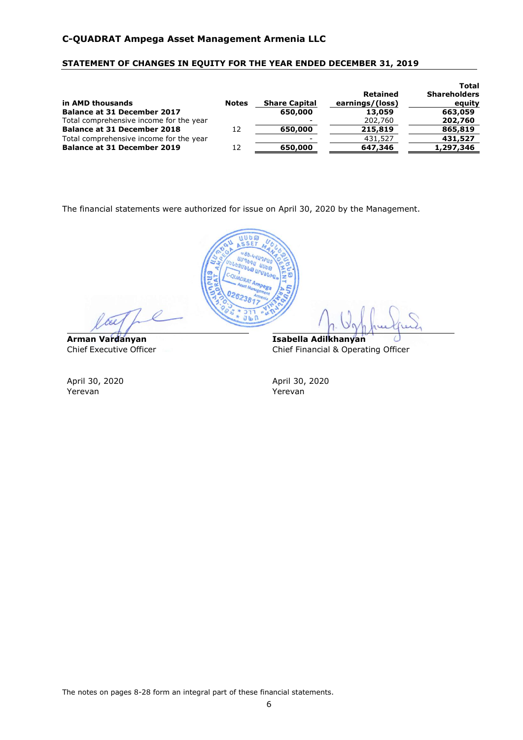# C-QUADRAT Ampega Asset Management Armenia LLC

## STATEMENT OF CHANGES IN EQUITY FOR THE YEAR ENDED DECEMBER 31, 2019

| in AMD thousands | Notes | Share Capital | Retained earnings/(loss) | Total Shareholders equity |
|---|---|---|---|---|
| **Balance at 31 December 2017** | | **650,000** | **13,059** | **663,059** |
| Total comprehensive income for the year | | - | 202,760 | **202,760** |
| **Balance at 31 December 2018** | 12 | **650,000** | **215,819** | **865,819** |
| Total comprehensive income for the year | | - | 431,527 | **431,527** |
| **Balance at 31 December 2019** | 12 | **650,000** | **647,346** | **1,297,346** |

The financial statements were authorized for issue on April 30, 2020 by the Management.

**Arman Vardanyan**
Chief Executive Officer

April 30, 2020
Yerevan

**Isabella Adilkhanyan**
Chief Financial & Operating Officer

April 30, 2020
Yerevan

The notes on pages 8-28 form an integral part of these financial statements.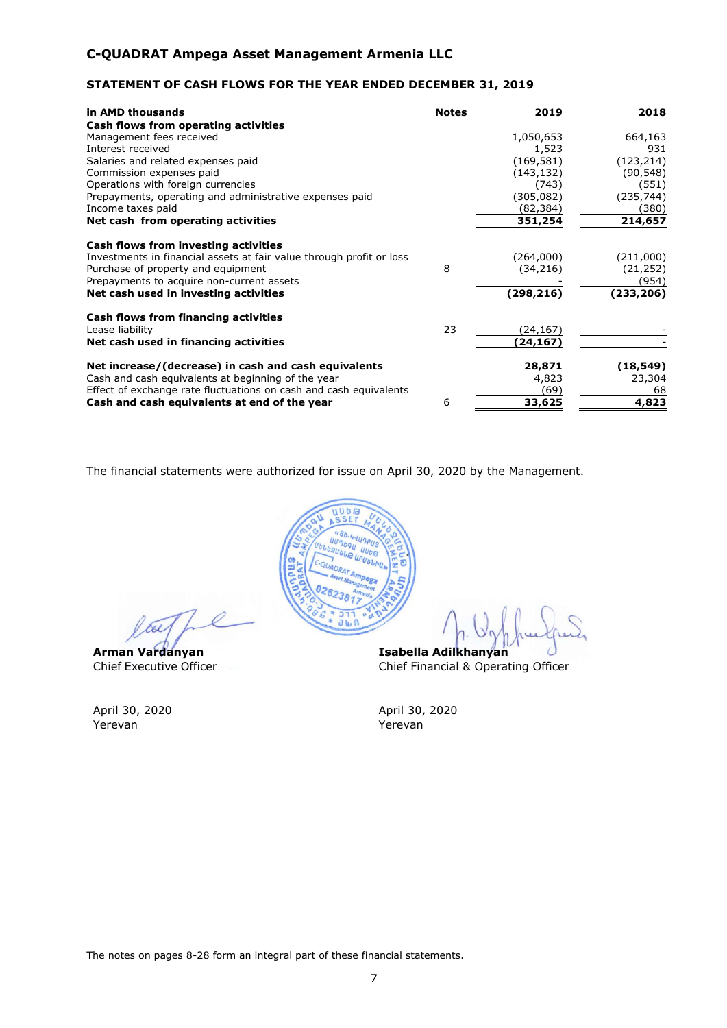# C-QUADRAT Ampega Asset Management Armenia LLC

## STATEMENT OF CASH FLOWS FOR THE YEAR ENDED DECEMBER 31, 2019

| in AMD thousands | Notes | 2019 | 2018 |
|---|---|---|---|
| **Cash flows from operating activities** | | | |
| Management fees received | | 1,050,653 | 664,163 |
| Interest received | | 1,523 | 931 |
| Salaries and related expenses paid | | (169,581) | (123,214) |
| Commission expenses paid | | (143,132) | (90,548) |
| Operations with foreign currencies | | (743) | (551) |
| Prepayments, operating and administrative expenses paid | | (305,082) | (235,744) |
| Income taxes paid | | (82,384) | (380) |
| **Net cash from operating activities** | | **351,254** | **214,657** |
| | | | |
| **Cash flows from investing activities** | | | |
| Investments in financial assets at fair value through profit or loss | | (264,000) | (211,000) |
| Purchase of property and equipment | 8 | (34,216) | (21,252) |
| Prepayments to acquire non-current assets | | - | (954) |
| **Net cash used in investing activities** | | **(298,216)** | **(233,206)** |
| | | | |
| **Cash flows from financing activities** | | | |
| Lease liability | 23 | (24,167) | - |
| **Net cash used in financing activities** | | **(24,167)** | - |
| | | | |
| **Net increase/(decrease) in cash and cash equivalents** | | **28,871** | **(18,549)** |
| Cash and cash equivalents at beginning of the year | | 4,823 | 23,304 |
| Effect of exchange rate fluctuations on cash and cash equivalents | | (69) | 68 |
| **Cash and cash equivalents at end of the year** | 6 | **33,625** | **4,823** |

The financial statements were authorized for issue on April 30, 2020 by the Management.

**Arman Vardanyan**
Chief Executive Officer

April 30, 2020
Yerevan

**Isabella Adilkhanyan**
Chief Financial & Operating Officer

April 30, 2020
Yerevan

The notes on pages 8-28 form an integral part of these financial statements.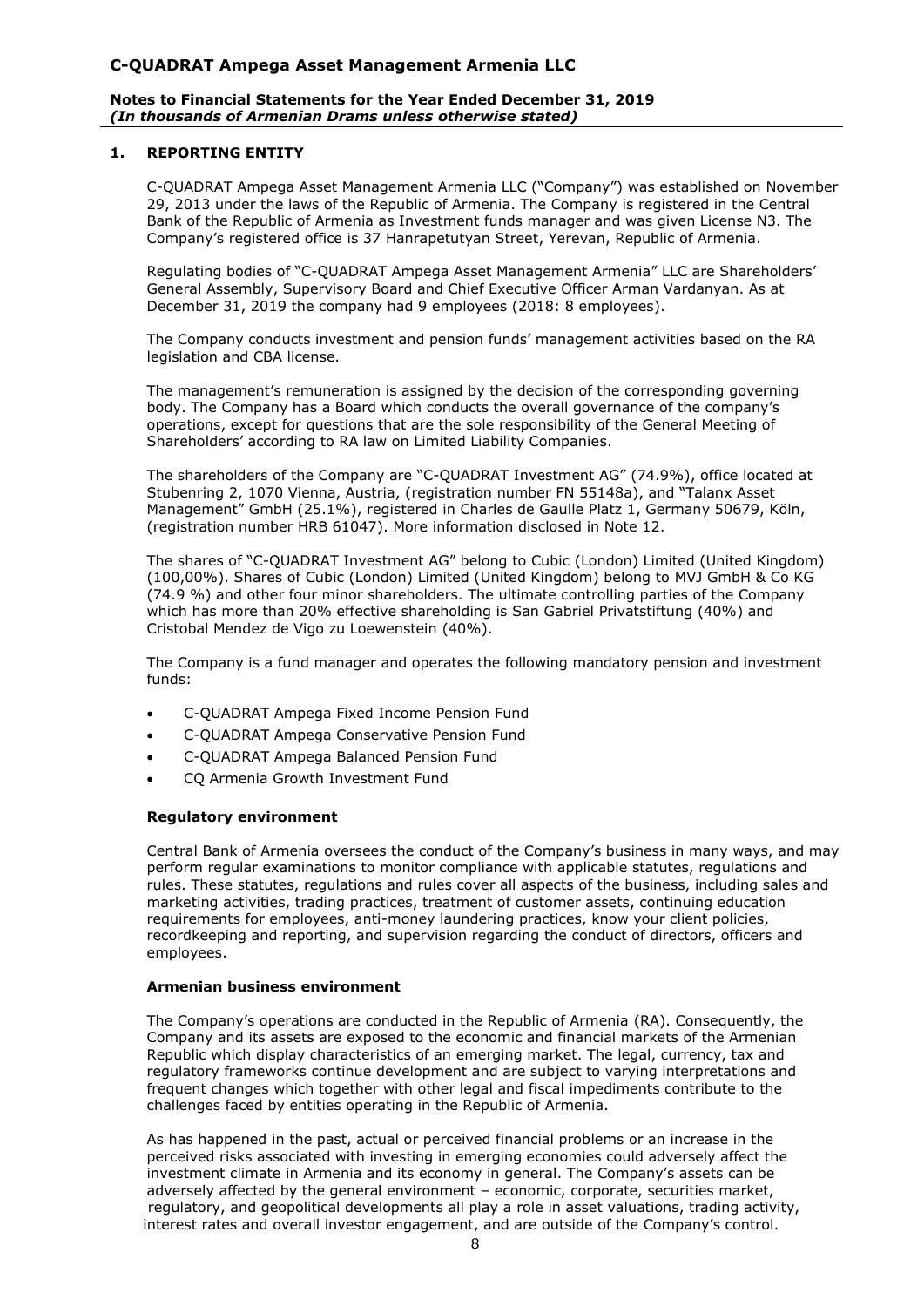## 1. REPORTING ENTITY

C-QUADRAT Ampega Asset Management Armenia LLC ("Company") was established on November 29, 2013 under the laws of the Republic of Armenia. The Company is registered in the Central Bank of the Republic of Armenia as Investment funds manager and was given License N3. The Company's registered office is 37 Hanrapetutyan Street, Yerevan, Republic of Armenia.

Regulating bodies of "C-QUADRAT Ampega Asset Management Armenia" LLC are Shareholders' General Assembly, Supervisory Board and Chief Executive Officer Arman Vardanyan. As at December 31, 2019 the company had 9 employees (2018: 8 employees).

The Company conducts investment and pension funds' management activities based on the RA legislation and CBA license.

The management's remuneration is assigned by the decision of the corresponding governing body. The Company has a Board which conducts the overall governance of the company's operations, except for questions that are the sole responsibility of the General Meeting of Shareholders' according to RA law on Limited Liability Companies.

The shareholders of the Company are "C-QUADRAT Investment AG" (74.9%), office located at Stubenring 2, 1070 Vienna, Austria, (registration number FN 55148a), and "Talanx Asset Management" GmbH (25.1%), registered in Charles de Gaulle Platz 1, Germany 50679, Köln, (registration number HRB 61047). More information disclosed in Note 12.

The shares of "C-QUADRAT Investment AG" belong to Cubic (London) Limited (United Kingdom) (100,00%). Shares of Cubic (London) Limited (United Kingdom) belong to MVJ GmbH & Co KG (74.9 %) and other four minor shareholders. The ultimate controlling parties of the Company which has more than 20% effective shareholding is San Gabriel Privatstiftung (40%) and Cristobal Mendez de Vigo zu Loewenstein (40%).

The Company is a fund manager and operates the following mandatory pension and investment funds:

- C-QUADRAT Ampega Fixed Income Pension Fund
- C-QUADRAT Ampega Conservative Pension Fund
- C-QUADRAT Ampega Balanced Pension Fund
- CQ Armenia Growth Investment Fund

### Regulatory environment

Central Bank of Armenia oversees the conduct of the Company's business in many ways, and may perform regular examinations to monitor compliance with applicable statutes, regulations and rules. These statutes, regulations and rules cover all aspects of the business, including sales and marketing activities, trading practices, treatment of customer assets, continuing education requirements for employees, anti-money laundering practices, know your client policies, recordkeeping and reporting, and supervision regarding the conduct of directors, officers and employees.

### Armenian business environment

The Company's operations are conducted in the Republic of Armenia (RA). Consequently, the Company and its assets are exposed to the economic and financial markets of the Armenian Republic which display characteristics of an emerging market. The legal, currency, tax and regulatory frameworks continue development and are subject to varying interpretations and frequent changes which together with other legal and fiscal impediments contribute to the challenges faced by entities operating in the Republic of Armenia.

As has happened in the past, actual or perceived financial problems or an increase in the perceived risks associated with investing in emerging economies could adversely affect the investment climate in Armenia and its economy in general. The Company's assets can be adversely affected by the general environment – economic, corporate, securities market, regulatory, and geopolitical developments all play a role in asset valuations, trading activity, interest rates and overall investor engagement, and are outside of the Company's control.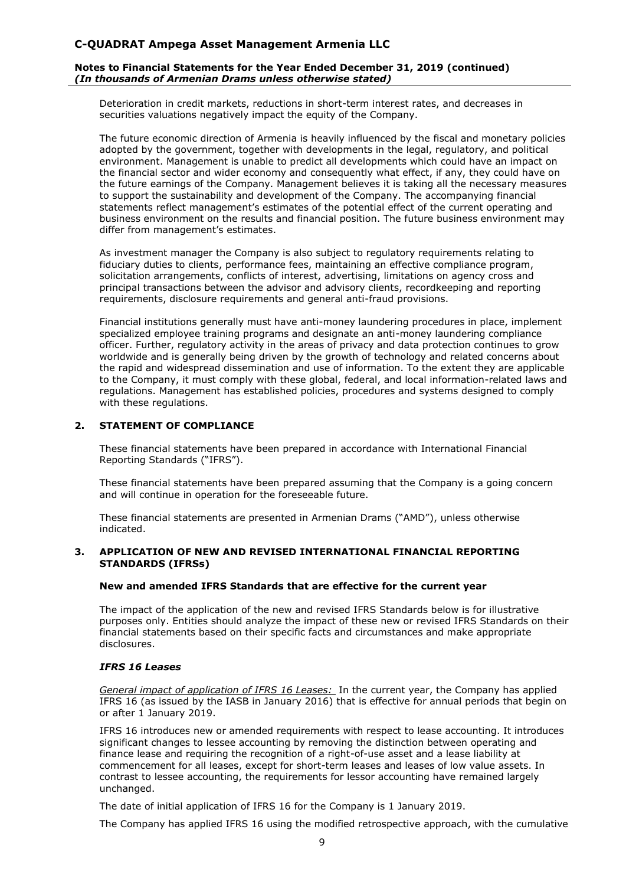Deterioration in credit markets, reductions in short-term interest rates, and decreases in securities valuations negatively impact the equity of the Company.

The future economic direction of Armenia is heavily influenced by the fiscal and monetary policies adopted by the government, together with developments in the legal, regulatory, and political environment. Management is unable to predict all developments which could have an impact on the financial sector and wider economy and consequently what effect, if any, they could have on the future earnings of the Company. Management believes it is taking all the necessary measures to support the sustainability and development of the Company. The accompanying financial statements reflect management's estimates of the potential effect of the current operating and business environment on the results and financial position. The future business environment may differ from management's estimates.

As investment manager the Company is also subject to regulatory requirements relating to fiduciary duties to clients, performance fees, maintaining an effective compliance program, solicitation arrangements, conflicts of interest, advertising, limitations on agency cross and principal transactions between the advisor and advisory clients, recordkeeping and reporting requirements, disclosure requirements and general anti-fraud provisions.

Financial institutions generally must have anti-money laundering procedures in place, implement specialized employee training programs and designate an anti-money laundering compliance officer. Further, regulatory activity in the areas of privacy and data protection continues to grow worldwide and is generally being driven by the growth of technology and related concerns about the rapid and widespread dissemination and use of information. To the extent they are applicable to the Company, it must comply with these global, federal, and local information-related laws and regulations. Management has established policies, procedures and systems designed to comply with these regulations.

## 2. STATEMENT OF COMPLIANCE

These financial statements have been prepared in accordance with International Financial Reporting Standards ("IFRS").

These financial statements have been prepared assuming that the Company is a going concern and will continue in operation for the foreseeable future.

These financial statements are presented in Armenian Drams ("AMD"), unless otherwise indicated.

## 3. APPLICATION OF NEW AND REVISED INTERNATIONAL FINANCIAL REPORTING STANDARDS (IFRSs)

### New and amended IFRS Standards that are effective for the current year

The impact of the application of the new and revised IFRS Standards below is for illustrative purposes only. Entities should analyze the impact of these new or revised IFRS Standards on their financial statements based on their specific facts and circumstances and make appropriate disclosures.

### *IFRS 16 Leases*

*General impact of application of IFRS 16 Leases:* In the current year, the Company has applied IFRS 16 (as issued by the IASB in January 2016) that is effective for annual periods that begin on or after 1 January 2019.

IFRS 16 introduces new or amended requirements with respect to lease accounting. It introduces significant changes to lessee accounting by removing the distinction between operating and finance lease and requiring the recognition of a right-of-use asset and a lease liability at commencement for all leases, except for short-term leases and leases of low value assets. In contrast to lessee accounting, the requirements for lessor accounting have remained largely unchanged.

The date of initial application of IFRS 16 for the Company is 1 January 2019.

The Company has applied IFRS 16 using the modified retrospective approach, with the cumulative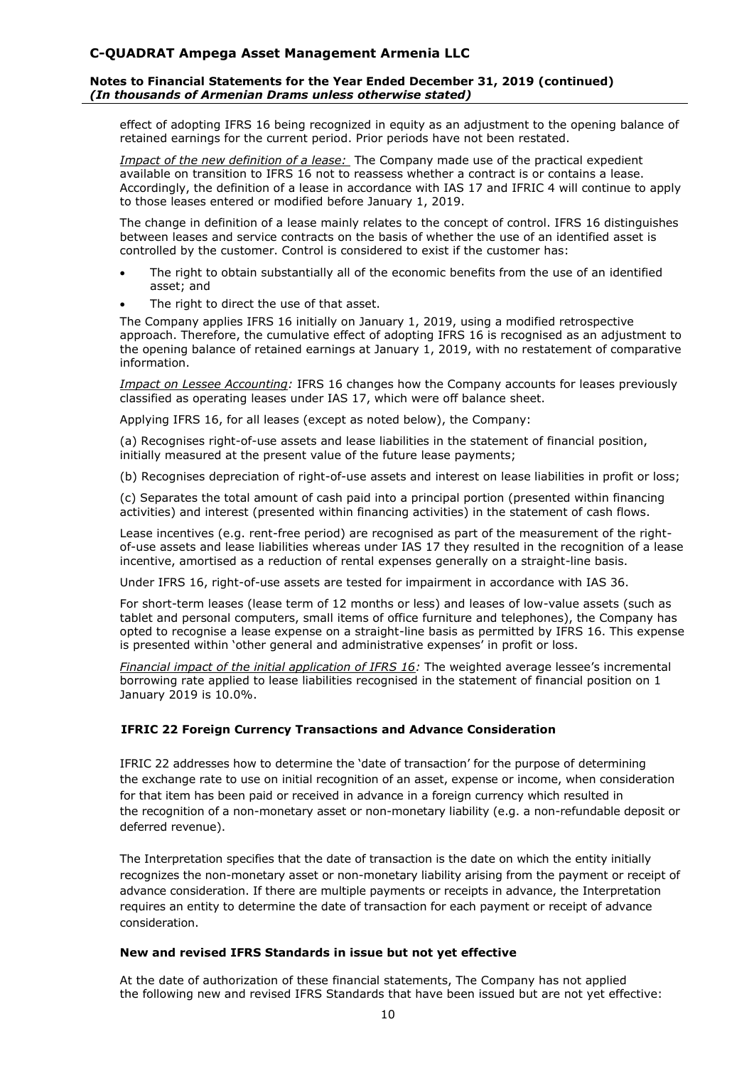effect of adopting IFRS 16 being recognized in equity as an adjustment to the opening balance of retained earnings for the current period. Prior periods have not been restated.

*Impact of the new definition of a lease:* The Company made use of the practical expedient available on transition to IFRS 16 not to reassess whether a contract is or contains a lease. Accordingly, the definition of a lease in accordance with IAS 17 and IFRIC 4 will continue to apply to those leases entered or modified before January 1, 2019.

The change in definition of a lease mainly relates to the concept of control. IFRS 16 distinguishes between leases and service contracts on the basis of whether the use of an identified asset is controlled by the customer. Control is considered to exist if the customer has:

- The right to obtain substantially all of the economic benefits from the use of an identified asset; and
- The right to direct the use of that asset.

The Company applies IFRS 16 initially on January 1, 2019, using a modified retrospective approach. Therefore, the cumulative effect of adopting IFRS 16 is recognised as an adjustment to the opening balance of retained earnings at January 1, 2019, with no restatement of comparative information.

*Impact on Lessee Accounting:* IFRS 16 changes how the Company accounts for leases previously classified as operating leases under IAS 17, which were off balance sheet.

Applying IFRS 16, for all leases (except as noted below), the Company:

(a) Recognises right-of-use assets and lease liabilities in the statement of financial position, initially measured at the present value of the future lease payments;

(b) Recognises depreciation of right-of-use assets and interest on lease liabilities in profit or loss;

(c) Separates the total amount of cash paid into a principal portion (presented within financing activities) and interest (presented within financing activities) in the statement of cash flows.

Lease incentives (e.g. rent-free period) are recognised as part of the measurement of the right-of-use assets and lease liabilities whereas under IAS 17 they resulted in the recognition of a lease incentive, amortised as a reduction of rental expenses generally on a straight-line basis.

Under IFRS 16, right-of-use assets are tested for impairment in accordance with IAS 36.

For short-term leases (lease term of 12 months or less) and leases of low-value assets (such as tablet and personal computers, small items of office furniture and telephones), the Company has opted to recognise a lease expense on a straight-line basis as permitted by IFRS 16. This expense is presented within 'other general and administrative expenses' in profit or loss.

*Financial impact of the initial application of IFRS 16:* The weighted average lessee's incremental borrowing rate applied to lease liabilities recognised in the statement of financial position on 1 January 2019 is 10.0%.

**IFRIC 22 Foreign Currency Transactions and Advance Consideration**

IFRIC 22 addresses how to determine the 'date of transaction' for the purpose of determining the exchange rate to use on initial recognition of an asset, expense or income, when consideration for that item has been paid or received in advance in a foreign currency which resulted in the recognition of a non-monetary asset or non-monetary liability (e.g. a non-refundable deposit or deferred revenue).

The Interpretation specifies that the date of transaction is the date on which the entity initially recognizes the non-monetary asset or non-monetary liability arising from the payment or receipt of advance consideration. If there are multiple payments or receipts in advance, the Interpretation requires an entity to determine the date of transaction for each payment or receipt of advance consideration.

**New and revised IFRS Standards in issue but not yet effective**

At the date of authorization of these financial statements, The Company has not applied the following new and revised IFRS Standards that have been issued but are not yet effective: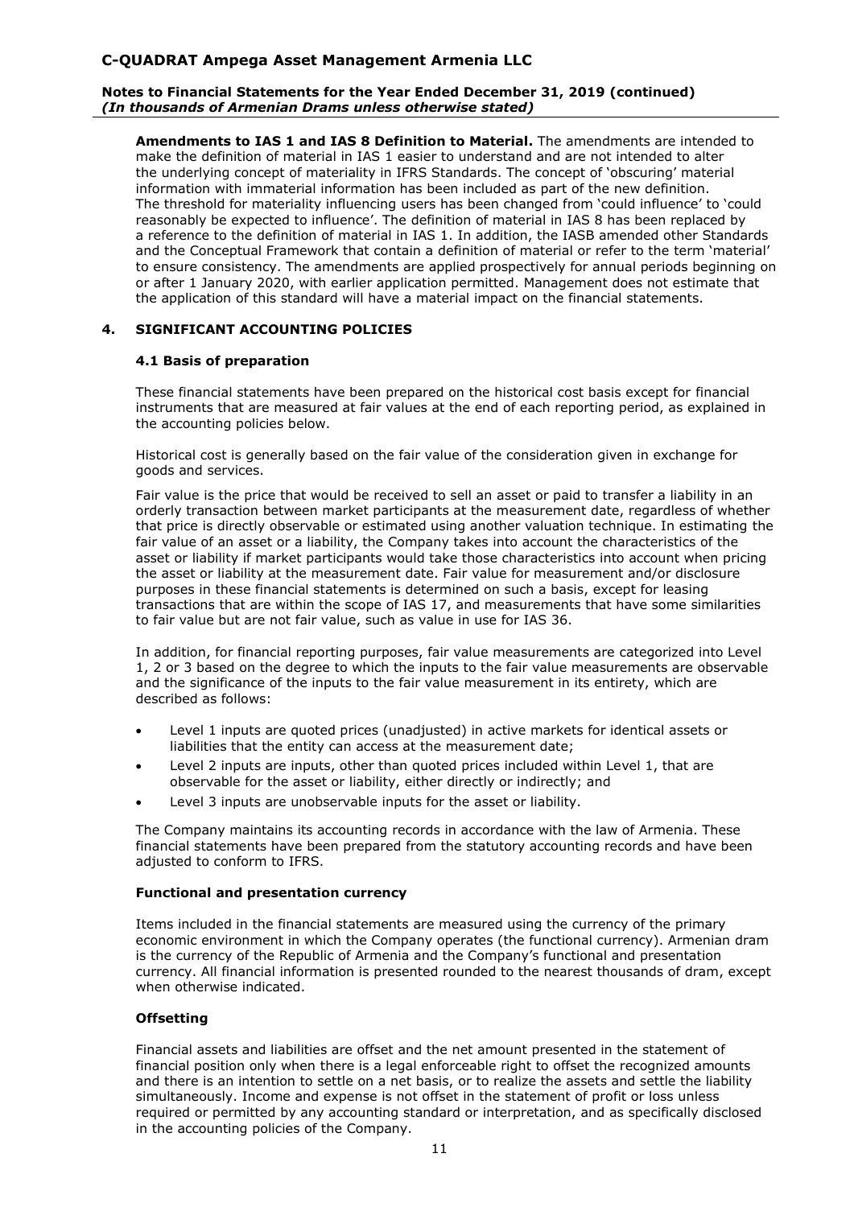**Amendments to IAS 1 and IAS 8 Definition to Material.** The amendments are intended to make the definition of material in IAS 1 easier to understand and are not intended to alter the underlying concept of materiality in IFRS Standards. The concept of 'obscuring' material information with immaterial information has been included as part of the new definition. The threshold for materiality influencing users has been changed from 'could influence' to 'could reasonably be expected to influence'. The definition of material in IAS 8 has been replaced by a reference to the definition of material in IAS 1. In addition, the IASB amended other Standards and the Conceptual Framework that contain a definition of material or refer to the term 'material' to ensure consistency. The amendments are applied prospectively for annual periods beginning on or after 1 January 2020, with earlier application permitted. Management does not estimate that the application of this standard will have a material impact on the financial statements.

## 4. SIGNIFICANT ACCOUNTING POLICIES

### 4.1 Basis of preparation

These financial statements have been prepared on the historical cost basis except for financial instruments that are measured at fair values at the end of each reporting period, as explained in the accounting policies below.

Historical cost is generally based on the fair value of the consideration given in exchange for goods and services.

Fair value is the price that would be received to sell an asset or paid to transfer a liability in an orderly transaction between market participants at the measurement date, regardless of whether that price is directly observable or estimated using another valuation technique. In estimating the fair value of an asset or a liability, the Company takes into account the characteristics of the asset or liability if market participants would take those characteristics into account when pricing the asset or liability at the measurement date. Fair value for measurement and/or disclosure purposes in these financial statements is determined on such a basis, except for leasing transactions that are within the scope of IAS 17, and measurements that have some similarities to fair value but are not fair value, such as value in use for IAS 36.

In addition, for financial reporting purposes, fair value measurements are categorized into Level 1, 2 or 3 based on the degree to which the inputs to the fair value measurements are observable and the significance of the inputs to the fair value measurement in its entirety, which are described as follows:

- Level 1 inputs are quoted prices (unadjusted) in active markets for identical assets or liabilities that the entity can access at the measurement date;
- Level 2 inputs are inputs, other than quoted prices included within Level 1, that are observable for the asset or liability, either directly or indirectly; and
- Level 3 inputs are unobservable inputs for the asset or liability.

The Company maintains its accounting records in accordance with the law of Armenia. These financial statements have been prepared from the statutory accounting records and have been adjusted to conform to IFRS.

#### Functional and presentation currency

Items included in the financial statements are measured using the currency of the primary economic environment in which the Company operates (the functional currency). Armenian dram is the currency of the Republic of Armenia and the Company's functional and presentation currency. All financial information is presented rounded to the nearest thousands of dram, except when otherwise indicated.

#### Offsetting

Financial assets and liabilities are offset and the net amount presented in the statement of financial position only when there is a legal enforceable right to offset the recognized amounts and there is an intention to settle on a net basis, or to realize the assets and settle the liability simultaneously. Income and expense is not offset in the statement of profit or loss unless required or permitted by any accounting standard or interpretation, and as specifically disclosed in the accounting policies of the Company.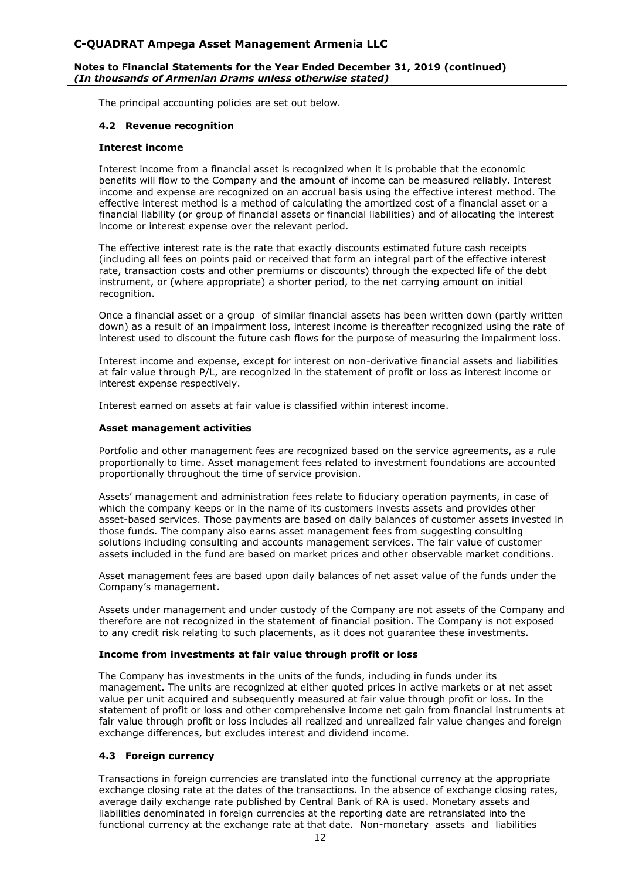The principal accounting policies are set out below.

### 4.2 Revenue recognition

**Interest income**

Interest income from a financial asset is recognized when it is probable that the economic benefits will flow to the Company and the amount of income can be measured reliably. Interest income and expense are recognized on an accrual basis using the effective interest method. The effective interest method is a method of calculating the amortized cost of a financial asset or a financial liability (or group of financial assets or financial liabilities) and of allocating the interest income or interest expense over the relevant period.

The effective interest rate is the rate that exactly discounts estimated future cash receipts (including all fees on points paid or received that form an integral part of the effective interest rate, transaction costs and other premiums or discounts) through the expected life of the debt instrument, or (where appropriate) a shorter period, to the net carrying amount on initial recognition.

Once a financial asset or a group of similar financial assets has been written down (partly written down) as a result of an impairment loss, interest income is thereafter recognized using the rate of interest used to discount the future cash flows for the purpose of measuring the impairment loss.

Interest income and expense, except for interest on non-derivative financial assets and liabilities at fair value through P/L, are recognized in the statement of profit or loss as interest income or interest expense respectively.

Interest earned on assets at fair value is classified within interest income.

**Asset management activities**

Portfolio and other management fees are recognized based on the service agreements, as a rule proportionally to time. Asset management fees related to investment foundations are accounted proportionally throughout the time of service provision.

Assets' management and administration fees relate to fiduciary operation payments, in case of which the company keeps or in the name of its customers invests assets and provides other asset-based services. Those payments are based on daily balances of customer assets invested in those funds. The company also earns asset management fees from suggesting consulting solutions including consulting and accounts management services. The fair value of customer assets included in the fund are based on market prices and other observable market conditions.

Asset management fees are based upon daily balances of net asset value of the funds under the Company's management.

Assets under management and under custody of the Company are not assets of the Company and therefore are not recognized in the statement of financial position. The Company is not exposed to any credit risk relating to such placements, as it does not guarantee these investments.

**Income from investments at fair value through profit or loss**

The Company has investments in the units of the funds, including in funds under its management. The units are recognized at either quoted prices in active markets or at net asset value per unit acquired and subsequently measured at fair value through profit or loss. In the statement of profit or loss and other comprehensive income net gain from financial instruments at fair value through profit or loss includes all realized and unrealized fair value changes and foreign exchange differences, but excludes interest and dividend income.

### 4.3 Foreign currency

Transactions in foreign currencies are translated into the functional currency at the appropriate exchange closing rate at the dates of the transactions. In the absence of exchange closing rates, average daily exchange rate published by Central Bank of RA is used. Monetary assets and liabilities denominated in foreign currencies at the reporting date are retranslated into the functional currency at the exchange rate at that date. Non-monetary assets and liabilities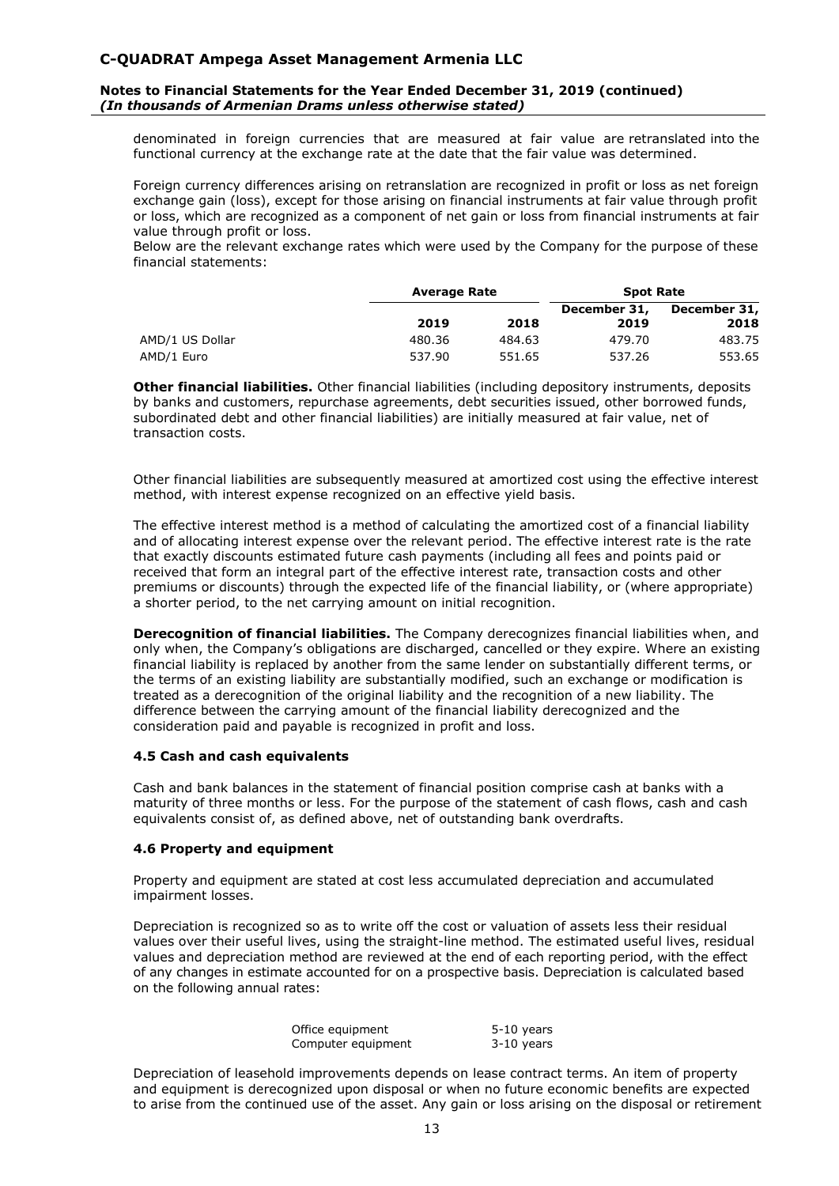denominated in foreign currencies that are measured at fair value are retranslated into the functional currency at the exchange rate at the date that the fair value was determined.

Foreign currency differences arising on retranslation are recognized in profit or loss as net foreign exchange gain (loss), except for those arising on financial instruments at fair value through profit or loss, which are recognized as a component of net gain or loss from financial instruments at fair value through profit or loss.

Below are the relevant exchange rates which were used by the Company for the purpose of these financial statements:

| | Average Rate | | Spot Rate | |
|---|---|---|---|---|
| | 2019 | 2018 | December 31, 2019 | December 31, 2018 |
| AMD/1 US Dollar | 480.36 | 484.63 | 479.70 | 483.75 |
| AMD/1 Euro | 537.90 | 551.65 | 537.26 | 553.65 |

**Other financial liabilities.** Other financial liabilities (including depository instruments, deposits by banks and customers, repurchase agreements, debt securities issued, other borrowed funds, subordinated debt and other financial liabilities) are initially measured at fair value, net of transaction costs.

Other financial liabilities are subsequently measured at amortized cost using the effective interest method, with interest expense recognized on an effective yield basis.

The effective interest method is a method of calculating the amortized cost of a financial liability and of allocating interest expense over the relevant period. The effective interest rate is the rate that exactly discounts estimated future cash payments (including all fees and points paid or received that form an integral part of the effective interest rate, transaction costs and other premiums or discounts) through the expected life of the financial liability, or (where appropriate) a shorter period, to the net carrying amount on initial recognition.

**Derecognition of financial liabilities.** The Company derecognizes financial liabilities when, and only when, the Company's obligations are discharged, cancelled or they expire. Where an existing financial liability is replaced by another from the same lender on substantially different terms, or the terms of an existing liability are substantially modified, such an exchange or modification is treated as a derecognition of the original liability and the recognition of a new liability. The difference between the carrying amount of the financial liability derecognized and the consideration paid and payable is recognized in profit and loss.

### 4.5 Cash and cash equivalents

Cash and bank balances in the statement of financial position comprise cash at banks with a maturity of three months or less. For the purpose of the statement of cash flows, cash and cash equivalents consist of, as defined above, net of outstanding bank overdrafts.

### 4.6 Property and equipment

Property and equipment are stated at cost less accumulated depreciation and accumulated impairment losses.

Depreciation is recognized so as to write off the cost or valuation of assets less their residual values over their useful lives, using the straight-line method. The estimated useful lives, residual values and depreciation method are reviewed at the end of each reporting period, with the effect of any changes in estimate accounted for on a prospective basis. Depreciation is calculated based on the following annual rates:

| | |
|---|---|
| Office equipment | 5-10 years |
| Computer equipment | 3-10 years |

Depreciation of leasehold improvements depends on lease contract terms. An item of property and equipment is derecognized upon disposal or when no future economic benefits are expected to arise from the continued use of the asset. Any gain or loss arising on the disposal or retirement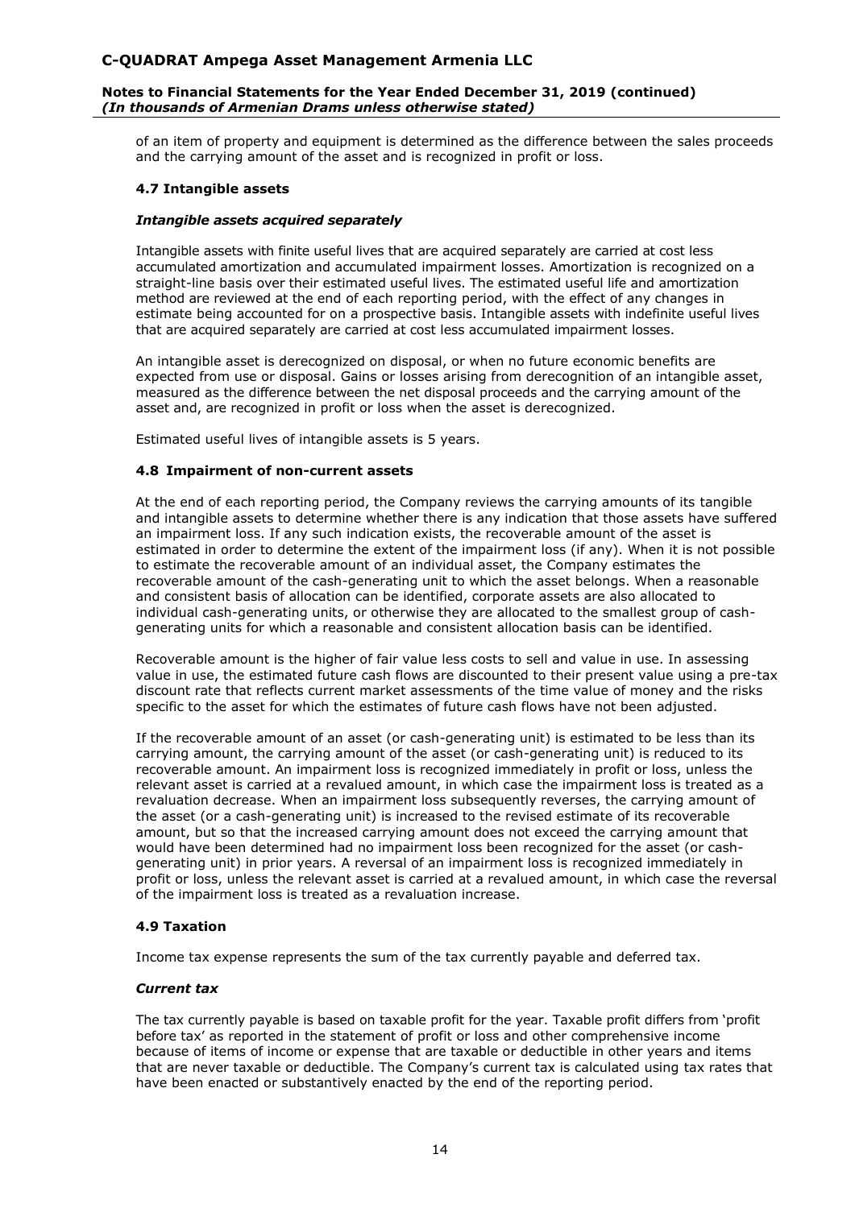of an item of property and equipment is determined as the difference between the sales proceeds and the carrying amount of the asset and is recognized in profit or loss.

### 4.7 Intangible assets

***Intangible assets acquired separately***

Intangible assets with finite useful lives that are acquired separately are carried at cost less accumulated amortization and accumulated impairment losses. Amortization is recognized on a straight-line basis over their estimated useful lives. The estimated useful life and amortization method are reviewed at the end of each reporting period, with the effect of any changes in estimate being accounted for on a prospective basis. Intangible assets with indefinite useful lives that are acquired separately are carried at cost less accumulated impairment losses.

An intangible asset is derecognized on disposal, or when no future economic benefits are expected from use or disposal. Gains or losses arising from derecognition of an intangible asset, measured as the difference between the net disposal proceeds and the carrying amount of the asset and, are recognized in profit or loss when the asset is derecognized.

Estimated useful lives of intangible assets is 5 years.

### 4.8 Impairment of non-current assets

At the end of each reporting period, the Company reviews the carrying amounts of its tangible and intangible assets to determine whether there is any indication that those assets have suffered an impairment loss. If any such indication exists, the recoverable amount of the asset is estimated in order to determine the extent of the impairment loss (if any). When it is not possible to estimate the recoverable amount of an individual asset, the Company estimates the recoverable amount of the cash-generating unit to which the asset belongs. When a reasonable and consistent basis of allocation can be identified, corporate assets are also allocated to individual cash-generating units, or otherwise they are allocated to the smallest group of cash-generating units for which a reasonable and consistent allocation basis can be identified.

Recoverable amount is the higher of fair value less costs to sell and value in use. In assessing value in use, the estimated future cash flows are discounted to their present value using a pre-tax discount rate that reflects current market assessments of the time value of money and the risks specific to the asset for which the estimates of future cash flows have not been adjusted.

If the recoverable amount of an asset (or cash-generating unit) is estimated to be less than its carrying amount, the carrying amount of the asset (or cash-generating unit) is reduced to its recoverable amount. An impairment loss is recognized immediately in profit or loss, unless the relevant asset is carried at a revalued amount, in which case the impairment loss is treated as a revaluation decrease. When an impairment loss subsequently reverses, the carrying amount of the asset (or a cash-generating unit) is increased to the revised estimate of its recoverable amount, but so that the increased carrying amount does not exceed the carrying amount that would have been determined had no impairment loss been recognized for the asset (or cash-generating unit) in prior years. A reversal of an impairment loss is recognized immediately in profit or loss, unless the relevant asset is carried at a revalued amount, in which case the reversal of the impairment loss is treated as a revaluation increase.

### 4.9 Taxation

Income tax expense represents the sum of the tax currently payable and deferred tax.

***Current tax***

The tax currently payable is based on taxable profit for the year. Taxable profit differs from 'profit before tax' as reported in the statement of profit or loss and other comprehensive income because of items of income or expense that are taxable or deductible in other years and items that are never taxable or deductible. The Company's current tax is calculated using tax rates that have been enacted or substantively enacted by the end of the reporting period.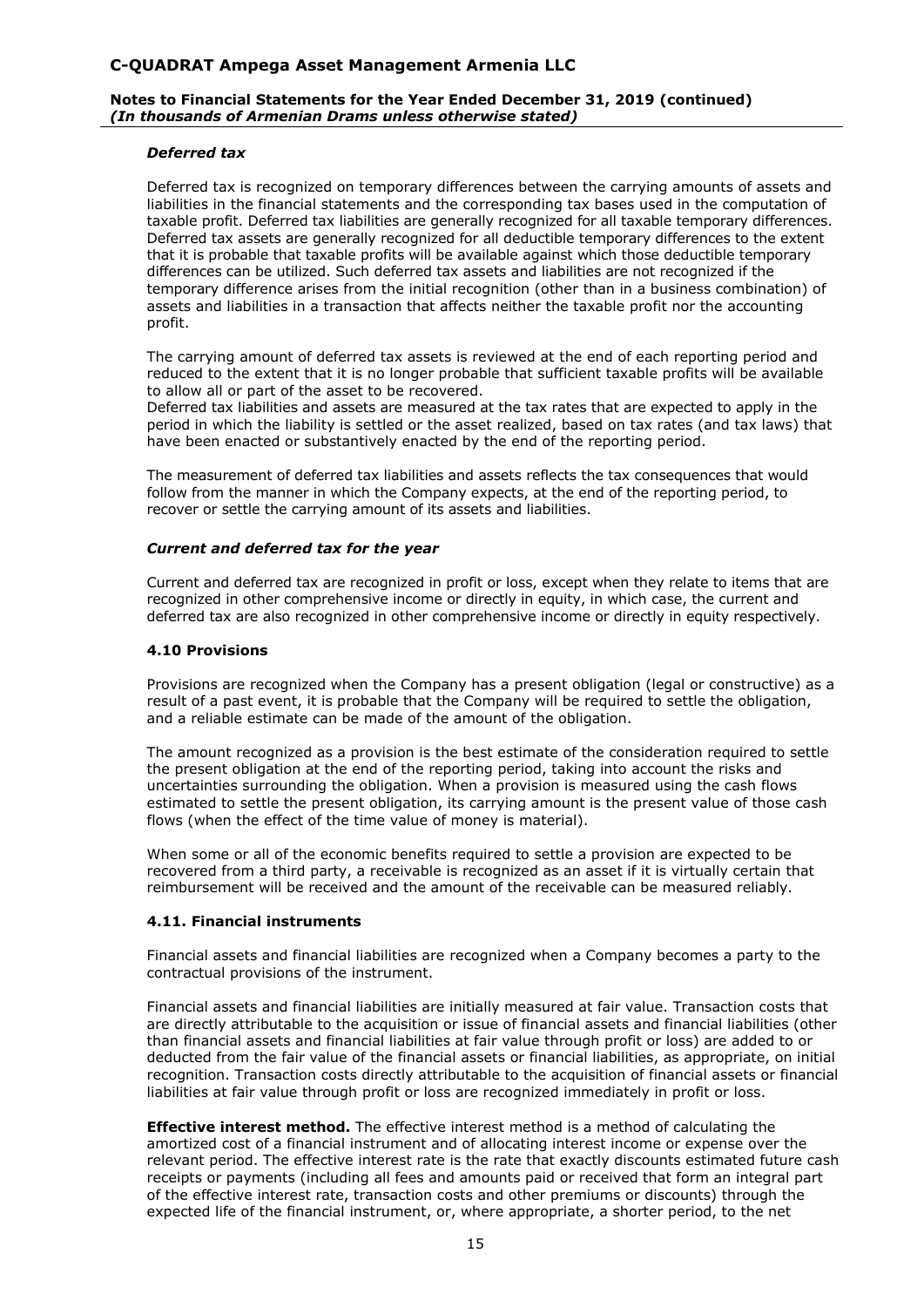### *Deferred tax*

Deferred tax is recognized on temporary differences between the carrying amounts of assets and liabilities in the financial statements and the corresponding tax bases used in the computation of taxable profit. Deferred tax liabilities are generally recognized for all taxable temporary differences. Deferred tax assets are generally recognized for all deductible temporary differences to the extent that it is probable that taxable profits will be available against which those deductible temporary differences can be utilized. Such deferred tax assets and liabilities are not recognized if the temporary difference arises from the initial recognition (other than in a business combination) of assets and liabilities in a transaction that affects neither the taxable profit nor the accounting profit.

The carrying amount of deferred tax assets is reviewed at the end of each reporting period and reduced to the extent that it is no longer probable that sufficient taxable profits will be available to allow all or part of the asset to be recovered.
Deferred tax liabilities and assets are measured at the tax rates that are expected to apply in the period in which the liability is settled or the asset realized, based on tax rates (and tax laws) that have been enacted or substantively enacted by the end of the reporting period.

The measurement of deferred tax liabilities and assets reflects the tax consequences that would follow from the manner in which the Company expects, at the end of the reporting period, to recover or settle the carrying amount of its assets and liabilities.

### *Current and deferred tax for the year*

Current and deferred tax are recognized in profit or loss, except when they relate to items that are recognized in other comprehensive income or directly in equity, in which case, the current and deferred tax are also recognized in other comprehensive income or directly in equity respectively.

### 4.10 Provisions

Provisions are recognized when the Company has a present obligation (legal or constructive) as a result of a past event, it is probable that the Company will be required to settle the obligation, and a reliable estimate can be made of the amount of the obligation.

The amount recognized as a provision is the best estimate of the consideration required to settle the present obligation at the end of the reporting period, taking into account the risks and uncertainties surrounding the obligation. When a provision is measured using the cash flows estimated to settle the present obligation, its carrying amount is the present value of those cash flows (when the effect of the time value of money is material).

When some or all of the economic benefits required to settle a provision are expected to be recovered from a third party, a receivable is recognized as an asset if it is virtually certain that reimbursement will be received and the amount of the receivable can be measured reliably.

### 4.11. Financial instruments

Financial assets and financial liabilities are recognized when a Company becomes a party to the contractual provisions of the instrument.

Financial assets and financial liabilities are initially measured at fair value. Transaction costs that are directly attributable to the acquisition or issue of financial assets and financial liabilities (other than financial assets and financial liabilities at fair value through profit or loss) are added to or deducted from the fair value of the financial assets or financial liabilities, as appropriate, on initial recognition. Transaction costs directly attributable to the acquisition of financial assets or financial liabilities at fair value through profit or loss are recognized immediately in profit or loss.

**Effective interest method.** The effective interest method is a method of calculating the amortized cost of a financial instrument and of allocating interest income or expense over the relevant period. The effective interest rate is the rate that exactly discounts estimated future cash receipts or payments (including all fees and amounts paid or received that form an integral part of the effective interest rate, transaction costs and other premiums or discounts) through the expected life of the financial instrument, or, where appropriate, a shorter period, to the net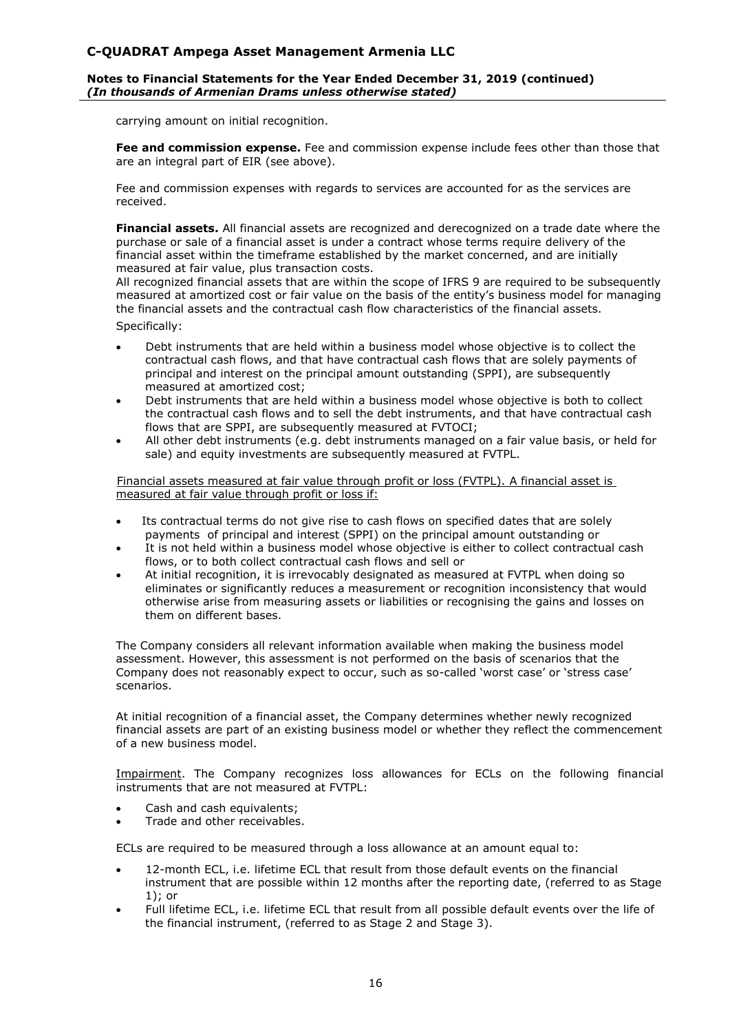carrying amount on initial recognition.

**Fee and commission expense.** Fee and commission expense include fees other than those that are an integral part of EIR (see above).

Fee and commission expenses with regards to services are accounted for as the services are received.

**Financial assets.** All financial assets are recognized and derecognized on a trade date where the purchase or sale of a financial asset is under a contract whose terms require delivery of the financial asset within the timeframe established by the market concerned, and are initially measured at fair value, plus transaction costs.
All recognized financial assets that are within the scope of IFRS 9 are required to be subsequently measured at amortized cost or fair value on the basis of the entity's business model for managing the financial assets and the contractual cash flow characteristics of the financial assets.

Specifically:

- Debt instruments that are held within a business model whose objective is to collect the contractual cash flows, and that have contractual cash flows that are solely payments of principal and interest on the principal amount outstanding (SPPI), are subsequently measured at amortized cost;
- Debt instruments that are held within a business model whose objective is both to collect the contractual cash flows and to sell the debt instruments, and that have contractual cash flows that are SPPI, are subsequently measured at FVTOCI;
- All other debt instruments (e.g. debt instruments managed on a fair value basis, or held for sale) and equity investments are subsequently measured at FVTPL.

Financial assets measured at fair value through profit or loss (FVTPL). A financial asset is measured at fair value through profit or loss if:

- Its contractual terms do not give rise to cash flows on specified dates that are solely payments of principal and interest (SPPI) on the principal amount outstanding or
- It is not held within a business model whose objective is either to collect contractual cash flows, or to both collect contractual cash flows and sell or
- At initial recognition, it is irrevocably designated as measured at FVTPL when doing so eliminates or significantly reduces a measurement or recognition inconsistency that would otherwise arise from measuring assets or liabilities or recognising the gains and losses on them on different bases.

The Company considers all relevant information available when making the business model assessment. However, this assessment is not performed on the basis of scenarios that the Company does not reasonably expect to occur, such as so-called 'worst case' or 'stress case' scenarios.

At initial recognition of a financial asset, the Company determines whether newly recognized financial assets are part of an existing business model or whether they reflect the commencement of a new business model.

Impairment. The Company recognizes loss allowances for ECLs on the following financial instruments that are not measured at FVTPL:

- Cash and cash equivalents;
- Trade and other receivables.

ECLs are required to be measured through a loss allowance at an amount equal to:

- 12-month ECL, i.e. lifetime ECL that result from those default events on the financial instrument that are possible within 12 months after the reporting date, (referred to as Stage 1); or
- Full lifetime ECL, i.e. lifetime ECL that result from all possible default events over the life of the financial instrument, (referred to as Stage 2 and Stage 3).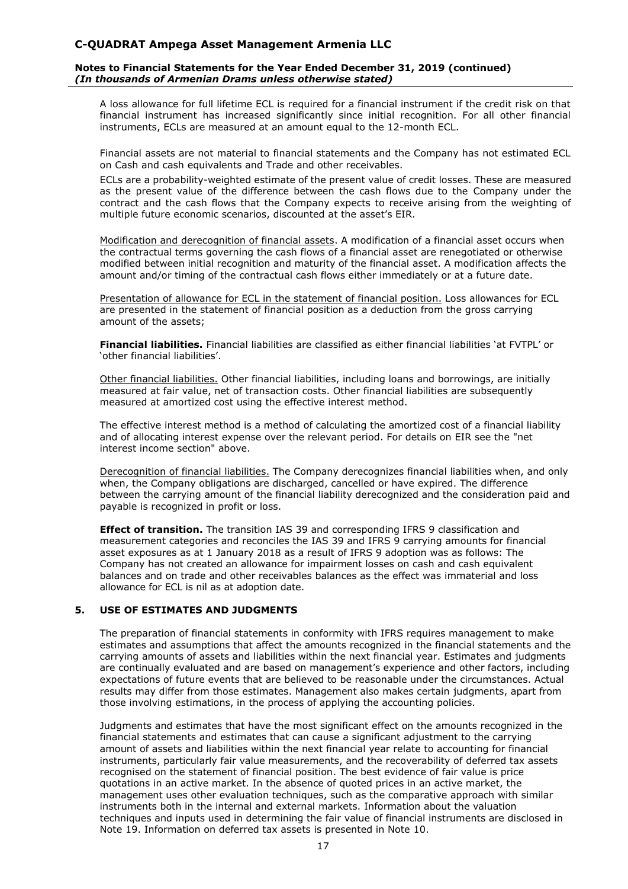A loss allowance for full lifetime ECL is required for a financial instrument if the credit risk on that financial instrument has increased significantly since initial recognition. For all other financial instruments, ECLs are measured at an amount equal to the 12-month ECL.

Financial assets are not material to financial statements and the Company has not estimated ECL on Cash and cash equivalents and Trade and other receivables.

ECLs are a probability-weighted estimate of the present value of credit losses. These are measured as the present value of the difference between the cash flows due to the Company under the contract and the cash flows that the Company expects to receive arising from the weighting of multiple future economic scenarios, discounted at the asset's EIR.

Modification and derecognition of financial assets. A modification of a financial asset occurs when the contractual terms governing the cash flows of a financial asset are renegotiated or otherwise modified between initial recognition and maturity of the financial asset. A modification affects the amount and/or timing of the contractual cash flows either immediately or at a future date.

Presentation of allowance for ECL in the statement of financial position. Loss allowances for ECL are presented in the statement of financial position as a deduction from the gross carrying amount of the assets;

**Financial liabilities.** Financial liabilities are classified as either financial liabilities 'at FVTPL' or 'other financial liabilities'.

Other financial liabilities. Other financial liabilities, including loans and borrowings, are initially measured at fair value, net of transaction costs. Other financial liabilities are subsequently measured at amortized cost using the effective interest method.

The effective interest method is a method of calculating the amortized cost of a financial liability and of allocating interest expense over the relevant period. For details on EIR see the "net interest income section" above.

Derecognition of financial liabilities. The Company derecognizes financial liabilities when, and only when, the Company obligations are discharged, cancelled or have expired. The difference between the carrying amount of the financial liability derecognized and the consideration paid and payable is recognized in profit or loss.

**Effect of transition.** The transition IAS 39 and corresponding IFRS 9 classification and measurement categories and reconciles the IAS 39 and IFRS 9 carrying amounts for financial asset exposures as at 1 January 2018 as a result of IFRS 9 adoption was as follows: The Company has not created an allowance for impairment losses on cash and cash equivalent balances and on trade and other receivables balances as the effect was immaterial and loss allowance for ECL is nil as at adoption date.

## 5. USE OF ESTIMATES AND JUDGMENTS

The preparation of financial statements in conformity with IFRS requires management to make estimates and assumptions that affect the amounts recognized in the financial statements and the carrying amounts of assets and liabilities within the next financial year. Estimates and judgments are continually evaluated and are based on management's experience and other factors, including expectations of future events that are believed to be reasonable under the circumstances. Actual results may differ from those estimates. Management also makes certain judgments, apart from those involving estimations, in the process of applying the accounting policies.

Judgments and estimates that have the most significant effect on the amounts recognized in the financial statements and estimates that can cause a significant adjustment to the carrying amount of assets and liabilities within the next financial year relate to accounting for financial instruments, particularly fair value measurements, and the recoverability of deferred tax assets recognised on the statement of financial position. The best evidence of fair value is price quotations in an active market. In the absence of quoted prices in an active market, the management uses other evaluation techniques, such as the comparative approach with similar instruments both in the internal and external markets. Information about the valuation techniques and inputs used in determining the fair value of financial instruments are disclosed in Note 19. Information on deferred tax assets is presented in Note 10.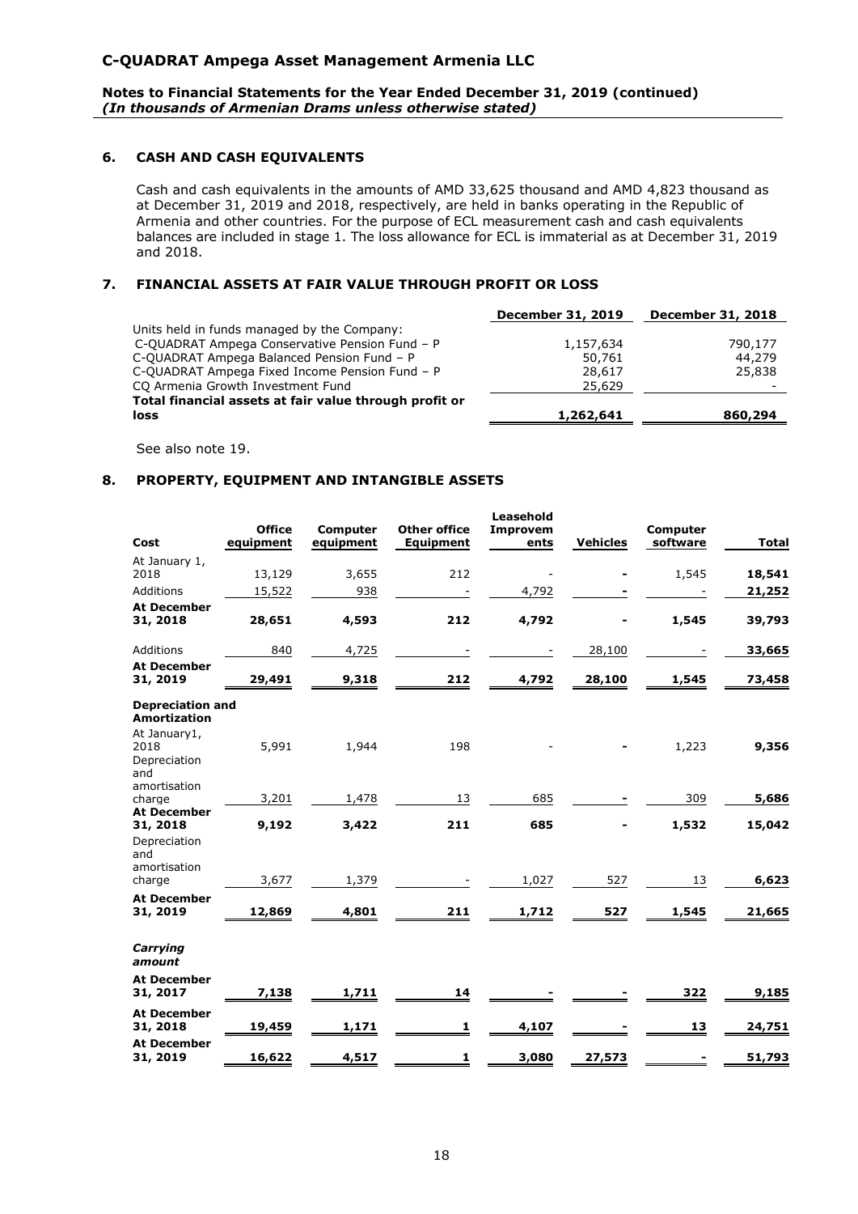## 6. CASH AND CASH EQUIVALENTS

Cash and cash equivalents in the amounts of AMD 33,625 thousand and AMD 4,823 thousand as at December 31, 2019 and 2018, respectively, are held in banks operating in the Republic of Armenia and other countries. For the purpose of ECL measurement cash and cash equivalents balances are included in stage 1. The loss allowance for ECL is immaterial as at December 31, 2019 and 2018.

## 7. FINANCIAL ASSETS AT FAIR VALUE THROUGH PROFIT OR LOSS

| | December 31, 2019 | December 31, 2018 |
|---|---|---|
| Units held in funds managed by the Company: | | |
| C-QUADRAT Ampega Conservative Pension Fund – P | 1,157,634 | 790,177 |
| C-QUADRAT Ampega Balanced Pension Fund – P | 50,761 | 44,279 |
| C-QUADRAT Ampega Fixed Income Pension Fund – P | 28,617 | 25,838 |
| CQ Armenia Growth Investment Fund | 25,629 | - |
| **Total financial assets at fair value through profit or loss** | **1,262,641** | **860,294** |

See also note 19.

## 8. PROPERTY, EQUIPMENT AND INTANGIBLE ASSETS

| Cost | Office equipment | Computer equipment | Other office Equipment | Leasehold Improvements | Vehicles | Computer software | Total |
|---|---|---|---|---|---|---|---|
| At January 1, 2018 | 13,129 | 3,655 | 212 | - | - | 1,545 | **18,541** |
| Additions | 15,522 | 938 | - | 4,792 | - | - | **21,252** |
| **At December 31, 2018** | **28,651** | **4,593** | **212** | **4,792** | **-** | **1,545** | **39,793** |
| Additions | 840 | 4,725 | - | - | 28,100 | - | **33,665** |
| **At December 31, 2019** | **29,491** | **9,318** | **212** | **4,792** | **28,100** | **1,545** | **73,458** |
| **Depreciation and Amortization** | | | | | | | |
| At January1, 2018 | 5,991 | 1,944 | 198 | - | - | 1,223 | **9,356** |
| Depreciation and amortisation charge | 3,201 | 1,478 | 13 | 685 | - | 309 | **5,686** |
| **At December 31, 2018** | **9,192** | **3,422** | **211** | **685** | **-** | **1,532** | **15,042** |
| Depreciation and amortisation charge | 3,677 | 1,379 | - | 1,027 | 527 | 13 | **6,623** |
| **At December 31, 2019** | **12,869** | **4,801** | **211** | **1,712** | **527** | **1,545** | **21,665** |
| ***Carrying amount*** | | | | | | | |
| **At December 31, 2017** | **7,138** | **1,711** | **14** | **-** | **-** | **322** | **9,185** |
| **At December 31, 2018** | **19,459** | **1,171** | **1** | **4,107** | **-** | **13** | **24,751** |
| **At December 31, 2019** | **16,622** | **4,517** | **1** | **3,080** | **27,573** | **-** | **51,793** |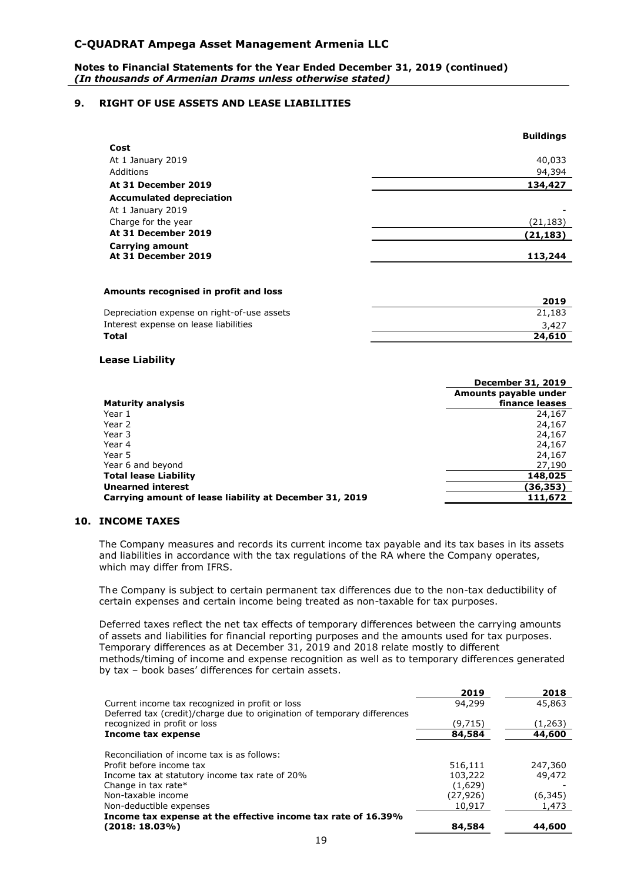## 9. RIGHT OF USE ASSETS AND LEASE LIABILITIES

| | Buildings |
|---|---|
| **Cost** | |
| At 1 January 2019 | 40,033 |
| Additions | 94,394 |
| **At 31 December 2019** | **134,427** |
| **Accumulated depreciation** | |
| At 1 January 2019 | - |
| Charge for the year | (21,183) |
| **At 31 December 2019** | **(21,183)** |
| **Carrying amount** | |
| **At 31 December 2019** | **113,244** |

**Amounts recognised in profit and loss**

| | 2019 |
|---|---|
| Depreciation expense on right-of-use assets | 21,183 |
| Interest expense on lease liabilities | 3,427 |
| **Total** | **24,610** |

**Lease Liability**

| | December 31, 2019 |
|---|---|
| **Maturity analysis** | **Amounts payable under finance leases** |
| Year 1 | 24,167 |
| Year 2 | 24,167 |
| Year 3 | 24,167 |
| Year 4 | 24,167 |
| Year 5 | 24,167 |
| Year 6 and beyond | 27,190 |
| **Total lease Liability** | **148,025** |
| **Unearned interest** | **(36,353)** |
| **Carrying amount of lease liability at December 31, 2019** | **111,672** |

## 10. INCOME TAXES

The Company measures and records its current income tax payable and its tax bases in its assets and liabilities in accordance with the tax regulations of the RA where the Company operates, which may differ from IFRS.

The Company is subject to certain permanent tax differences due to the non-tax deductibility of certain expenses and certain income being treated as non-taxable for tax purposes.

Deferred taxes reflect the net tax effects of temporary differences between the carrying amounts of assets and liabilities for financial reporting purposes and the amounts used for tax purposes. Temporary differences as at December 31, 2019 and 2018 relate mostly to different methods/timing of income and expense recognition as well as to temporary differences generated by tax – book bases' differences for certain assets.

| | 2019 | 2018 |
|---|---|---|
| Current income tax recognized in profit or loss | 94,299 | 45,863 |
| Deferred tax (credit)/charge due to origination of temporary differences recognized in profit or loss | (9,715) | (1,263) |
| **Income tax expense** | **84,584** | **44,600** |
| | | |
| Reconciliation of income tax is as follows: | | |
| Profit before income tax | 516,111 | 247,360 |
| Income tax at statutory income tax rate of 20% | 103,222 | 49,472 |
| Change in tax rate* | (1,629) | - |
| Non-taxable income | (27,926) | (6,345) |
| Non-deductible expenses | 10,917 | 1,473 |
| **Income tax expense at the effective income tax rate of 16.39% (2018: 18.03%)** | **84,584** | **44,600** |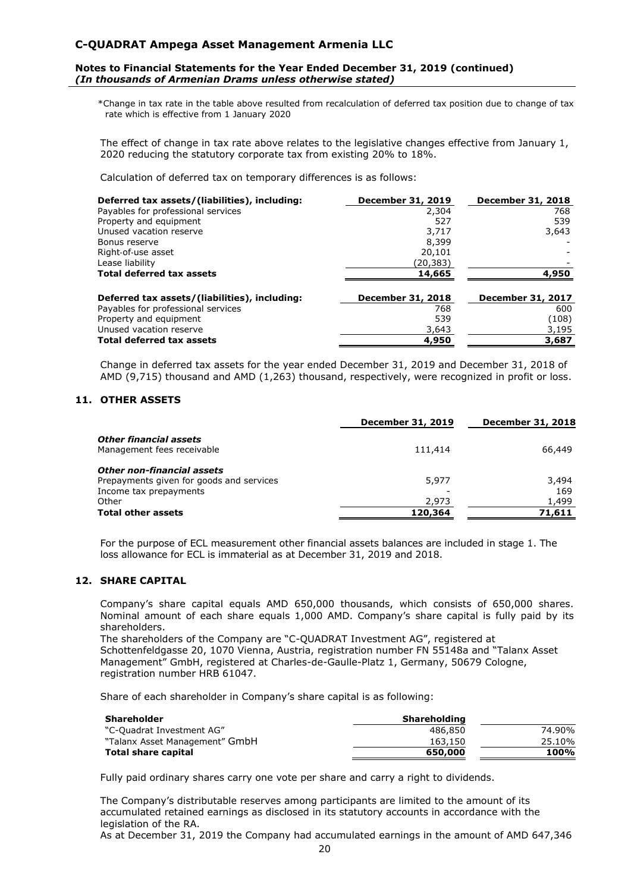*Change in tax rate in the table above resulted from recalculation of deferred tax position due to change of tax rate which is effective from 1 January 2020

The effect of change in tax rate above relates to the legislative changes effective from January 1, 2020 reducing the statutory corporate tax from existing 20% to 18%.

Calculation of deferred tax on temporary differences is as follows:

| Deferred tax assets/(liabilities), including: | December 31, 2019 | December 31, 2018 |
|---|---|---|
| Payables for professional services | 2,304 | 768 |
| Property and equipment | 527 | 539 |
| Unused vacation reserve | 3,717 | 3,643 |
| Bonus reserve | 8,399 | - |
| Right-of-use asset | 20,101 | - |
| Lease liability | (20,383) | - |
| **Total deferred tax assets** | **14,665** | **4,950** |

| Deferred tax assets/(liabilities), including: | December 31, 2018 | December 31, 2017 |
|---|---|---|
| Payables for professional services | 768 | 600 |
| Property and equipment | 539 | (108) |
| Unused vacation reserve | 3,643 | 3,195 |
| **Total deferred tax assets** | **4,950** | **3,687** |

Change in deferred tax assets for the year ended December 31, 2019 and December 31, 2018 of AMD (9,715) thousand and AMD (1,263) thousand, respectively, were recognized in profit or loss.

## 11. OTHER ASSETS

| | December 31, 2019 | December 31, 2018 |
|---|---|---|
| ***Other financial assets*** | | |
| Management fees receivable | 111,414 | 66,449 |
| ***Other non-financial assets*** | | |
| Prepayments given for goods and services | 5,977 | 3,494 |
| Income tax prepayments | - | 169 |
| Other | 2,973 | 1,499 |
| **Total other assets** | **120,364** | **71,611** |

For the purpose of ECL measurement other financial assets balances are included in stage 1. The loss allowance for ECL is immaterial as at December 31, 2019 and 2018.

## 12. SHARE CAPITAL

Company's share capital equals AMD 650,000 thousands, which consists of 650,000 shares. Nominal amount of each share equals 1,000 AMD. Company's share capital is fully paid by its shareholders.
The shareholders of the Company are "C-QUADRAT Investment AG", registered at Schottenfeldgasse 20, 1070 Vienna, Austria, registration number FN 55148a and "Talanx Asset Management" GmbH, registered at Charles-de-Gaulle-Platz 1, Germany, 50679 Cologne, registration number HRB 61047.

Share of each shareholder in Company's share capital is as following:

| Shareholder | Shareholding | |
|---|---|---|
| "C-Quadrat Investment AG" | 486,850 | 74.90% |
| "Talanx Asset Management" GmbH | 163,150 | 25.10% |
| **Total share capital** | **650,000** | **100%** |

Fully paid ordinary shares carry one vote per share and carry a right to dividends.

The Company's distributable reserves among participants are limited to the amount of its accumulated retained earnings as disclosed in its statutory accounts in accordance with the legislation of the RA.
As at December 31, 2019 the Company had accumulated earnings in the amount of AMD 647,346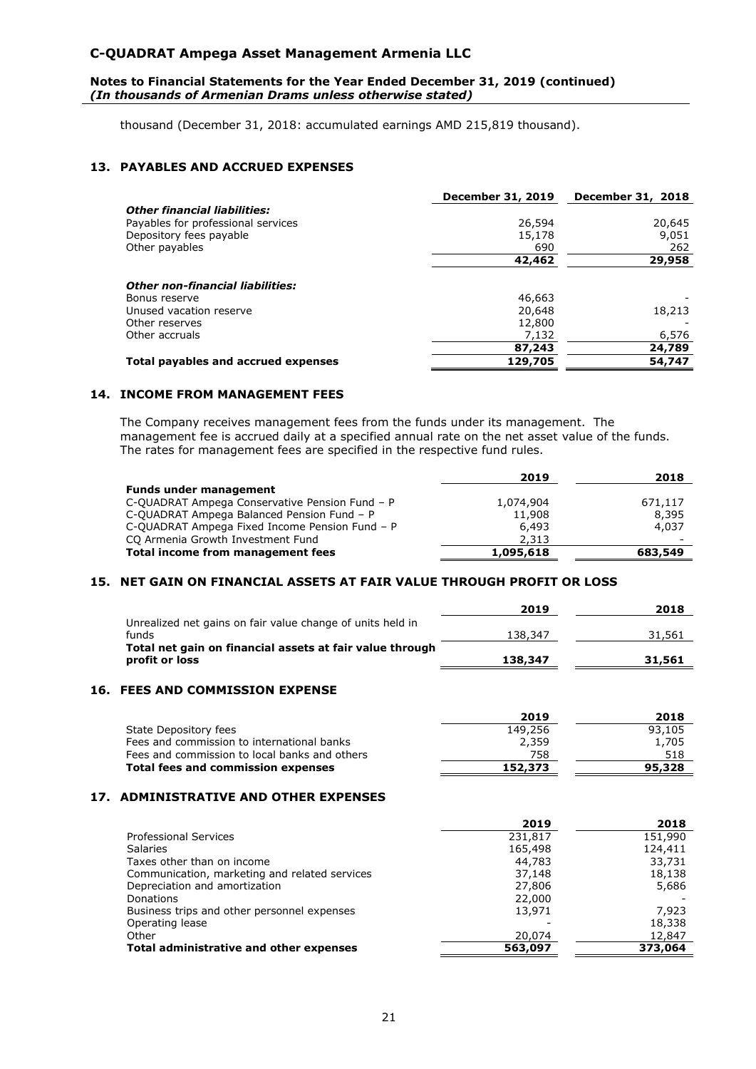thousand (December 31, 2018: accumulated earnings AMD 215,819 thousand).

## 13. PAYABLES AND ACCRUED EXPENSES

| | December 31, 2019 | December 31, 2018 |
|---|---|---|
| ***Other financial liabilities:*** | | |
| Payables for professional services | 26,594 | 20,645 |
| Depository fees payable | 15,178 | 9,051 |
| Other payables | 690 | 262 |
| | **42,462** | **29,958** |
| ***Other non-financial liabilities:*** | | |
| Bonus reserve | 46,663 | - |
| Unused vacation reserve | 20,648 | 18,213 |
| Other reserves | 12,800 | - |
| Other accruals | 7,132 | 6,576 |
| | **87,243** | **24,789** |
| **Total payables and accrued expenses** | **129,705** | **54,747** |

## 14. INCOME FROM MANAGEMENT FEES

The Company receives management fees from the funds under its management. The management fee is accrued daily at a specified annual rate on the net asset value of the funds. The rates for management fees are specified in the respective fund rules.

| | 2019 | 2018 |
|---|---|---|
| **Funds under management** | | |
| C-QUADRAT Ampega Conservative Pension Fund – P | 1,074,904 | 671,117 |
| C-QUADRAT Ampega Balanced Pension Fund – P | 11,908 | 8,395 |
| C-QUADRAT Ampega Fixed Income Pension Fund – P | 6,493 | 4,037 |
| CQ Armenia Growth Investment Fund | 2,313 | - |
| **Total income from management fees** | **1,095,618** | **683,549** |

## 15. NET GAIN ON FINANCIAL ASSETS AT FAIR VALUE THROUGH PROFIT OR LOSS

| | 2019 | 2018 |
|---|---|---|
| Unrealized net gains on fair value change of units held in funds | 138,347 | 31,561 |
| **Total net gain on financial assets at fair value through profit or loss** | **138,347** | **31,561** |

## 16. FEES AND COMMISSION EXPENSE

| | 2019 | 2018 |
|---|---|---|
| State Depository fees | 149,256 | 93,105 |
| Fees and commission to international banks | 2,359 | 1,705 |
| Fees and commission to local banks and others | 758 | 518 |
| **Total fees and commission expenses** | **152,373** | **95,328** |

## 17. ADMINISTRATIVE AND OTHER EXPENSES

| | 2019 | 2018 |
|---|---|---|
| Professional Services | 231,817 | 151,990 |
| Salaries | 165,498 | 124,411 |
| Taxes other than on income | 44,783 | 33,731 |
| Communication, marketing and related services | 37,148 | 18,138 |
| Depreciation and amortization | 27,806 | 5,686 |
| Donations | 22,000 | - |
| Business trips and other personnel expenses | 13,971 | 7,923 |
| Operating lease | - | 18,338 |
| Other | 20,074 | 12,847 |
| **Total administrative and other expenses** | **563,097** | **373,064** |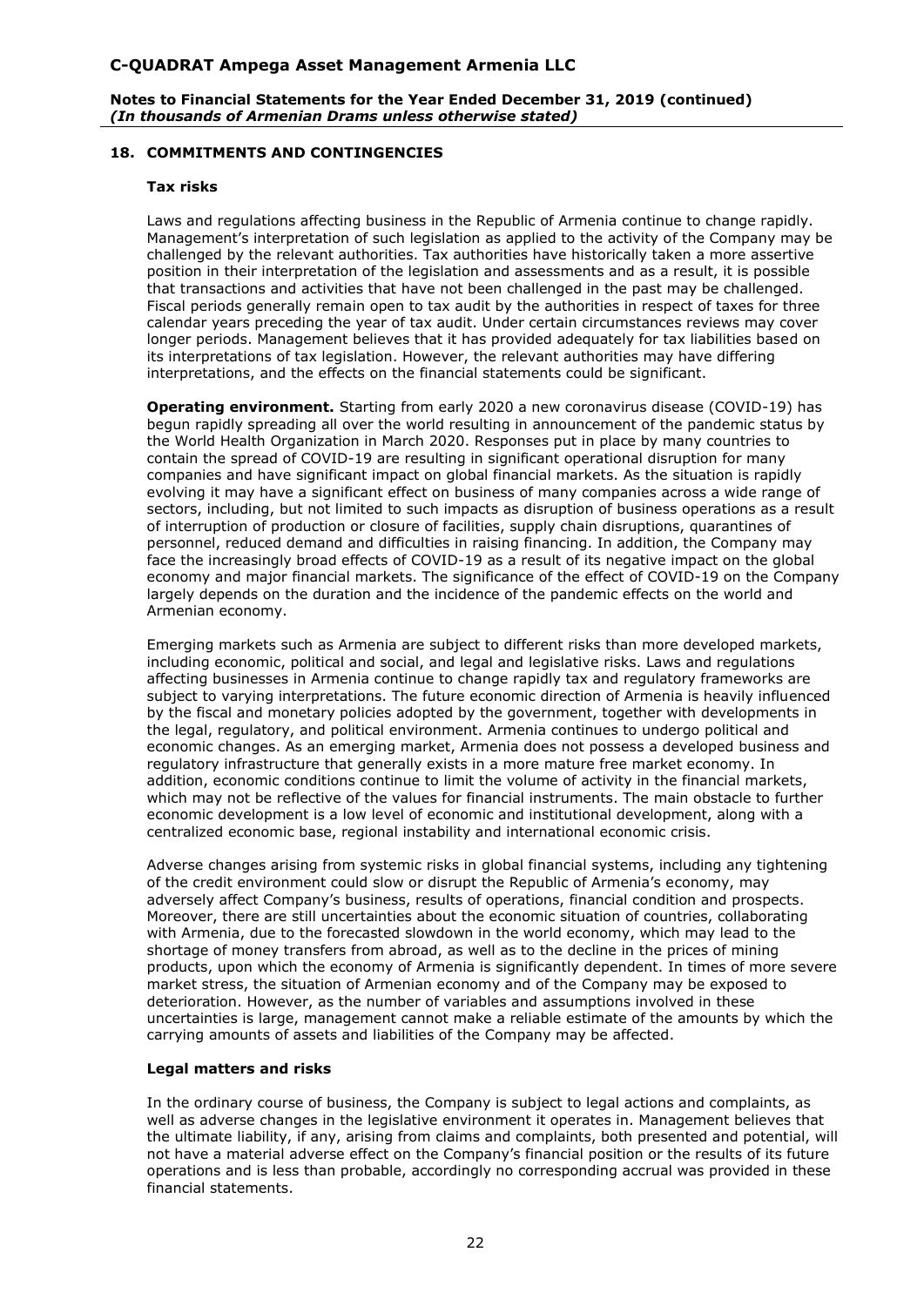## 18. COMMITMENTS AND CONTINGENCIES

### Tax risks

Laws and regulations affecting business in the Republic of Armenia continue to change rapidly. Management's interpretation of such legislation as applied to the activity of the Company may be challenged by the relevant authorities. Tax authorities have historically taken a more assertive position in their interpretation of the legislation and assessments and as a result, it is possible that transactions and activities that have not been challenged in the past may be challenged. Fiscal periods generally remain open to tax audit by the authorities in respect of taxes for three calendar years preceding the year of tax audit. Under certain circumstances reviews may cover longer periods. Management believes that it has provided adequately for tax liabilities based on its interpretations of tax legislation. However, the relevant authorities may have differing interpretations, and the effects on the financial statements could be significant.

**Operating environment.** Starting from early 2020 a new coronavirus disease (COVID-19) has begun rapidly spreading all over the world resulting in announcement of the pandemic status by the World Health Organization in March 2020. Responses put in place by many countries to contain the spread of COVID-19 are resulting in significant operational disruption for many companies and have significant impact on global financial markets. As the situation is rapidly evolving it may have a significant effect on business of many companies across a wide range of sectors, including, but not limited to such impacts as disruption of business operations as a result of interruption of production or closure of facilities, supply chain disruptions, quarantines of personnel, reduced demand and difficulties in raising financing. In addition, the Company may face the increasingly broad effects of COVID-19 as a result of its negative impact on the global economy and major financial markets. The significance of the effect of COVID-19 on the Company largely depends on the duration and the incidence of the pandemic effects on the world and Armenian economy.

Emerging markets such as Armenia are subject to different risks than more developed markets, including economic, political and social, and legal and legislative risks. Laws and regulations affecting businesses in Armenia continue to change rapidly tax and regulatory frameworks are subject to varying interpretations. The future economic direction of Armenia is heavily influenced by the fiscal and monetary policies adopted by the government, together with developments in the legal, regulatory, and political environment. Armenia continues to undergo political and economic changes. As an emerging market, Armenia does not possess a developed business and regulatory infrastructure that generally exists in a more mature free market economy. In addition, economic conditions continue to limit the volume of activity in the financial markets, which may not be reflective of the values for financial instruments. The main obstacle to further economic development is a low level of economic and institutional development, along with a centralized economic base, regional instability and international economic crisis.

Adverse changes arising from systemic risks in global financial systems, including any tightening of the credit environment could slow or disrupt the Republic of Armenia's economy, may adversely affect Company's business, results of operations, financial condition and prospects. Moreover, there are still uncertainties about the economic situation of countries, collaborating with Armenia, due to the forecasted slowdown in the world economy, which may lead to the shortage of money transfers from abroad, as well as to the decline in the prices of mining products, upon which the economy of Armenia is significantly dependent. In times of more severe market stress, the situation of Armenian economy and of the Company may be exposed to deterioration. However, as the number of variables and assumptions involved in these uncertainties is large, management cannot make a reliable estimate of the amounts by which the carrying amounts of assets and liabilities of the Company may be affected.

### Legal matters and risks

In the ordinary course of business, the Company is subject to legal actions and complaints, as well as adverse changes in the legislative environment it operates in. Management believes that the ultimate liability, if any, arising from claims and complaints, both presented and potential, will not have a material adverse effect on the Company's financial position or the results of its future operations and is less than probable, accordingly no corresponding accrual was provided in these financial statements.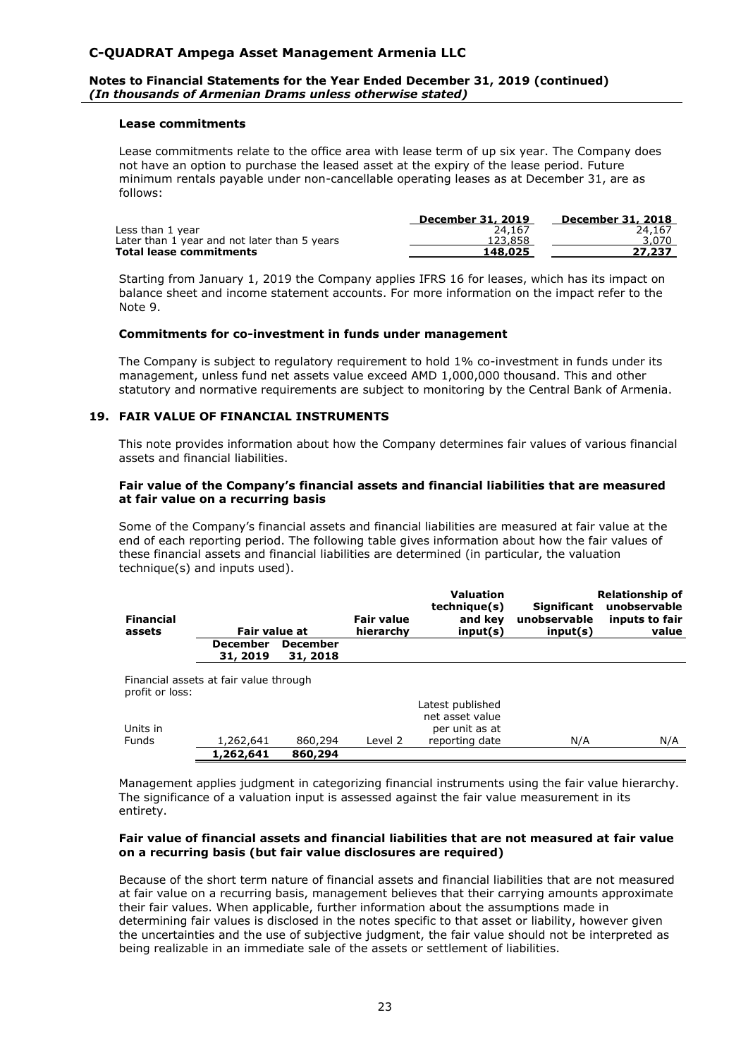#### Lease commitments

Lease commitments relate to the office area with lease term of up six year. The Company does not have an option to purchase the leased asset at the expiry of the lease period. Future minimum rentals payable under non-cancellable operating leases as at December 31, are as follows:

| | December 31, 2019 | December 31, 2018 |
|---|---|---|
| Less than 1 year | 24,167 | 24,167 |
| Later than 1 year and not later than 5 years | 123,858 | 3,070 |
| **Total lease commitments** | **148,025** | **27,237** |

Starting from January 1, 2019 the Company applies IFRS 16 for leases, which has its impact on balance sheet and income statement accounts. For more information on the impact refer to the Note 9.

#### Commitments for co-investment in funds under management

The Company is subject to regulatory requirement to hold 1% co-investment in funds under its management, unless fund net assets value exceed AMD 1,000,000 thousand. This and other statutory and normative requirements are subject to monitoring by the Central Bank of Armenia.

## 19. FAIR VALUE OF FINANCIAL INSTRUMENTS

This note provides information about how the Company determines fair values of various financial assets and financial liabilities.

#### Fair value of the Company's financial assets and financial liabilities that are measured at fair value on a recurring basis

Some of the Company's financial assets and financial liabilities are measured at fair value at the end of each reporting period. The following table gives information about how the fair values of these financial assets and financial liabilities are determined (in particular, the valuation technique(s) and inputs used).

| Financial assets | Fair value at | | Fair value hierarchy | Valuation technique(s) and key input(s) | Significant unobservable input(s) | Relationship of unobservable inputs to fair value |
|---|---|---|---|---|---|---|
| | December 31, 2019 | December 31, 2018 | | | | |
| Financial assets at fair value through profit or loss: | | | | | | |
| Units in Funds | 1,262,641 | 860,294 | Level 2 | Latest published net asset value per unit as at reporting date | N/A | N/A |
| | **1,262,641** | **860,294** | | | | |

Management applies judgment in categorizing financial instruments using the fair value hierarchy. The significance of a valuation input is assessed against the fair value measurement in its entirety.

#### Fair value of financial assets and financial liabilities that are not measured at fair value on a recurring basis (but fair value disclosures are required)

Because of the short term nature of financial assets and financial liabilities that are not measured at fair value on a recurring basis, management believes that their carrying amounts approximate their fair values. When applicable, further information about the assumptions made in determining fair values is disclosed in the notes specific to that asset or liability, however given the uncertainties and the use of subjective judgment, the fair value should not be interpreted as being realizable in an immediate sale of the assets or settlement of liabilities.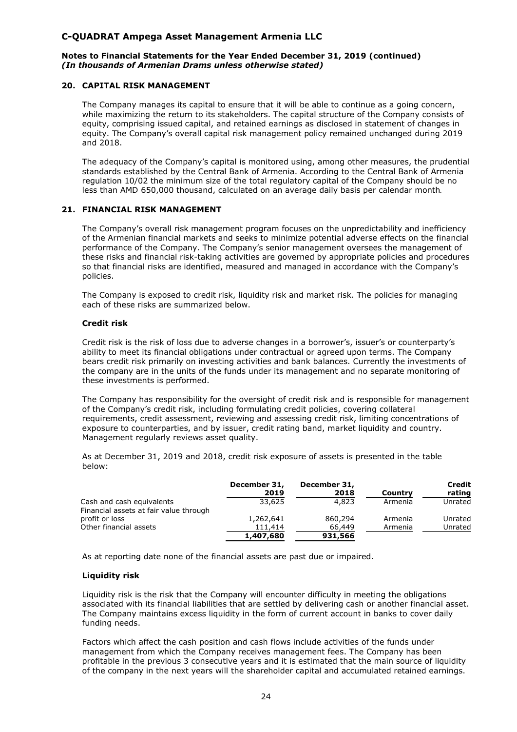## 20. CAPITAL RISK MANAGEMENT

The Company manages its capital to ensure that it will be able to continue as a going concern, while maximizing the return to its stakeholders. The capital structure of the Company consists of equity, comprising issued capital, and retained earnings as disclosed in statement of changes in equity. The Company's overall capital risk management policy remained unchanged during 2019 and 2018.

The adequacy of the Company's capital is monitored using, among other measures, the prudential standards established by the Central Bank of Armenia. According to the Central Bank of Armenia regulation 10/02 the minimum size of the total regulatory capital of the Company should be no less than AMD 650,000 thousand, calculated on an average daily basis per calendar month.

## 21. FINANCIAL RISK MANAGEMENT

The Company's overall risk management program focuses on the unpredictability and inefficiency of the Armenian financial markets and seeks to minimize potential adverse effects on the financial performance of the Company. The Company's senior management oversees the management of these risks and financial risk-taking activities are governed by appropriate policies and procedures so that financial risks are identified, measured and managed in accordance with the Company's policies.

The Company is exposed to credit risk, liquidity risk and market risk. The policies for managing each of these risks are summarized below.

### Credit risk

Credit risk is the risk of loss due to adverse changes in a borrower's, issuer's or counterparty's ability to meet its financial obligations under contractual or agreed upon terms. The Company bears credit risk primarily on investing activities and bank balances. Currently the investments of the company are in the units of the funds under its management and no separate monitoring of these investments is performed.

The Company has responsibility for the oversight of credit risk and is responsible for management of the Company's credit risk, including formulating credit policies, covering collateral requirements, credit assessment, reviewing and assessing credit risk, limiting concentrations of exposure to counterparties, and by issuer, credit rating band, market liquidity and country. Management regularly reviews asset quality.

As at December 31, 2019 and 2018, credit risk exposure of assets is presented in the table below:

| | December 31, 2019 | December 31, 2018 | Country | Credit rating |
|---|---|---|---|---|
| Cash and cash equivalents | 33,625 | 4,823 | Armenia | Unrated |
| Financial assets at fair value through profit or loss | 1,262,641 | 860,294 | Armenia | Unrated |
| Other financial assets | 111,414 | 66,449 | Armenia | Unrated |
| | **1,407,680** | **931,566** | | |

As at reporting date none of the financial assets are past due or impaired.

### Liquidity risk

Liquidity risk is the risk that the Company will encounter difficulty in meeting the obligations associated with its financial liabilities that are settled by delivering cash or another financial asset. The Company maintains excess liquidity in the form of current account in banks to cover daily funding needs.

Factors which affect the cash position and cash flows include activities of the funds under management from which the Company receives management fees. The Company has been profitable in the previous 3 consecutive years and it is estimated that the main source of liquidity of the company in the next years will the shareholder capital and accumulated retained earnings.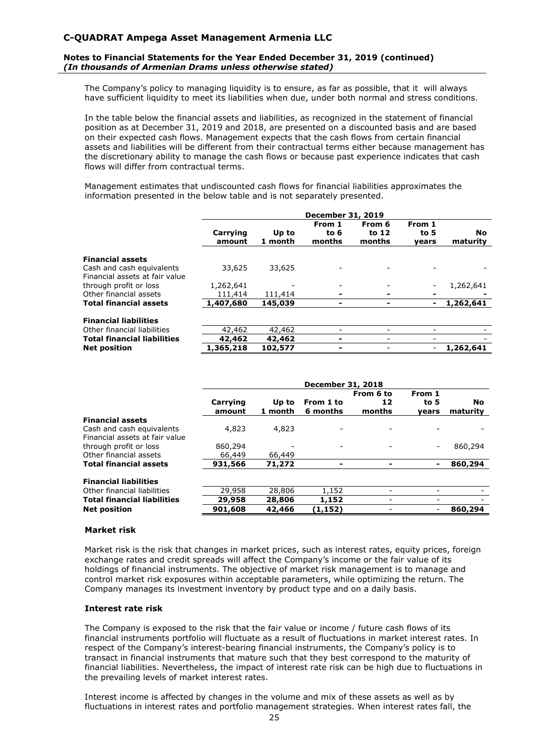The Company's policy to managing liquidity is to ensure, as far as possible, that it will always have sufficient liquidity to meet its liabilities when due, under both normal and stress conditions.

In the table below the financial assets and liabilities, as recognized in the statement of financial position as at December 31, 2019 and 2018, are presented on a discounted basis and are based on their expected cash flows. Management expects that the cash flows from certain financial assets and liabilities will be different from their contractual terms either because management has the discretionary ability to manage the cash flows or because past experience indicates that cash flows will differ from contractual terms.

Management estimates that undiscounted cash flows for financial liabilities approximates the information presented in the below table and is not separately presented.

| | December 31, 2019 | | | | | |
|---|---|---|---|---|---|---|
| | Carrying amount | Up to 1 month | From 1 to 6 months | From 6 to 12 months | From 1 to 5 years | No maturity |
| **Financial assets** | | | | | | |
| Cash and cash equivalents | 33,625 | 33,625 | - | - | - | - |
| Financial assets at fair value through profit or loss | 1,262,641 | - | - | - | - | 1,262,641 |
| Other financial assets | 111,414 | 111,414 | - | - | - | - |
| **Total financial assets** | **1,407,680** | **145,039** | **-** | **-** | **-** | **1,262,641** |
| **Financial liabilities** | | | | | | |
| Other financial liabilities | 42,462 | 42,462 | - | - | - | - |
| **Total financial liabilities** | **42,462** | **42,462** | **-** | - | - | - |
| **Net position** | **1,365,218** | **102,577** | **-** | - | - | **1,262,641** |

| | December 31, 2018 | | | | | |
|---|---|---|---|---|---|---|
| | Carrying amount | Up to 1 month | From 1 to 6 months | From 6 to 12 months | From 1 to 5 years | No maturity |
| **Financial assets** | | | | | | |
| Cash and cash equivalents | 4,823 | 4,823 | - | - | - | - |
| Financial assets at fair value through profit or loss | 860,294 | - | - | - | - | 860,294 |
| Other financial assets | 66,449 | 66,449 | | | | |
| **Total financial assets** | **931,566** | **71,272** | **-** | **-** | **-** | **860,294** |
| **Financial liabilities** | | | | | | |
| Other financial liabilities | 29,958 | 28,806 | 1,152 | - | - | - |
| **Total financial liabilities** | **29,958** | **28,806** | **1,152** | - | - | - |
| **Net position** | **901,608** | **42,466** | **(1,152)** | - | - | **860,294** |

### Market risk

Market risk is the risk that changes in market prices, such as interest rates, equity prices, foreign exchange rates and credit spreads will affect the Company's income or the fair value of its holdings of financial instruments. The objective of market risk management is to manage and control market risk exposures within acceptable parameters, while optimizing the return. The Company manages its investment inventory by product type and on a daily basis.

### Interest rate risk

The Company is exposed to the risk that the fair value or income / future cash flows of its financial instruments portfolio will fluctuate as a result of fluctuations in market interest rates. In respect of the Company's interest-bearing financial instruments, the Company's policy is to transact in financial instruments that mature such that they best correspond to the maturity of financial liabilities. Nevertheless, the impact of interest rate risk can be high due to fluctuations in the prevailing levels of market interest rates.

Interest income is affected by changes in the volume and mix of these assets as well as by fluctuations in interest rates and portfolio management strategies. When interest rates fall, the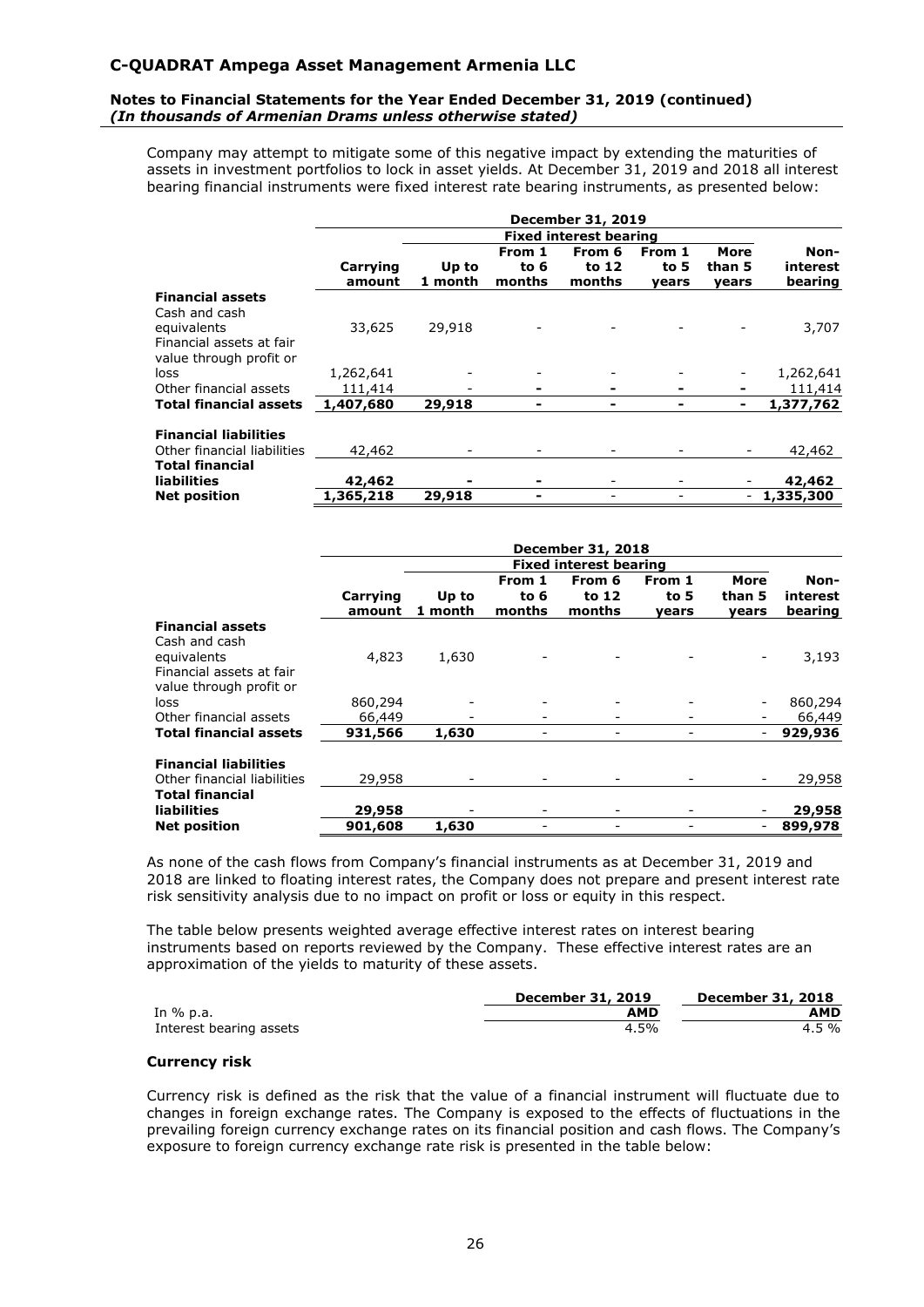Company may attempt to mitigate some of this negative impact by extending the maturities of assets in investment portfolios to lock in asset yields. At December 31, 2019 and 2018 all interest bearing financial instruments were fixed interest rate bearing instruments, as presented below:

| | December 31, 2019 | | | | | | |
|---|---|---|---|---|---|---|---|
| | | Fixed interest bearing | | | | | |
| | Carrying amount | Up to 1 month | From 1 to 6 months | From 6 to 12 months | From 1 to 5 years | More than 5 years | Non-interest bearing |
| **Financial assets** | | | | | | | |
| Cash and cash equivalents | 33,625 | 29,918 | - | - | - | - | 3,707 |
| Financial assets at fair value through profit or loss | 1,262,641 | - | - | - | - | - | 1,262,641 |
| Other financial assets | 111,414 | - | - | - | - | - | 111,414 |
| **Total financial assets** | **1,407,680** | **29,918** | **-** | **-** | **-** | **-** | **1,377,762** |
| **Financial liabilities** | | | | | | | |
| Other financial liabilities | 42,462 | - | - | - | - | - | 42,462 |
| **Total financial liabilities** | **42,462** | **-** | **-** | - | - | - | **42,462** |
| **Net position** | **1,365,218** | **29,918** | **-** | - | - | - | **1,335,300** |

| | December 31, 2018 | | | | | | |
|---|---|---|---|---|---|---|---|
| | | Fixed interest bearing | | | | | |
| | Carrying amount | Up to 1 month | From 1 to 6 months | From 6 to 12 months | From 1 to 5 years | More than 5 years | Non-interest bearing |
| **Financial assets** | | | | | | | |
| Cash and cash equivalents | 4,823 | 1,630 | - | - | - | - | 3,193 |
| Financial assets at fair value through profit or loss | 860,294 | - | - | - | - | - | 860,294 |
| Other financial assets | 66,449 | - | - | - | - | - | 66,449 |
| **Total financial assets** | **931,566** | **1,630** | - | - | - | - | **929,936** |
| **Financial liabilities** | | | | | | | |
| Other financial liabilities | 29,958 | - | - | - | - | - | 29,958 |
| **Total financial liabilities** | **29,958** | - | - | - | - | - | **29,958** |
| **Net position** | **901,608** | **1,630** | - | - | - | - | **899,978** |

As none of the cash flows from Company's financial instruments as at December 31, 2019 and 2018 are linked to floating interest rates, the Company does not prepare and present interest rate risk sensitivity analysis due to no impact on profit or loss or equity in this respect.

The table below presents weighted average effective interest rates on interest bearing instruments based on reports reviewed by the Company. These effective interest rates are an approximation of the yields to maturity of these assets.

| | December 31, 2019 | December 31, 2018 |
|---|---|---|
| In % p.a. | **AMD** | **AMD** |
| Interest bearing assets | 4.5% | 4.5 % |

### Currency risk

Currency risk is defined as the risk that the value of a financial instrument will fluctuate due to changes in foreign exchange rates. The Company is exposed to the effects of fluctuations in the prevailing foreign currency exchange rates on its financial position and cash flows. The Company's exposure to foreign currency exchange rate risk is presented in the table below: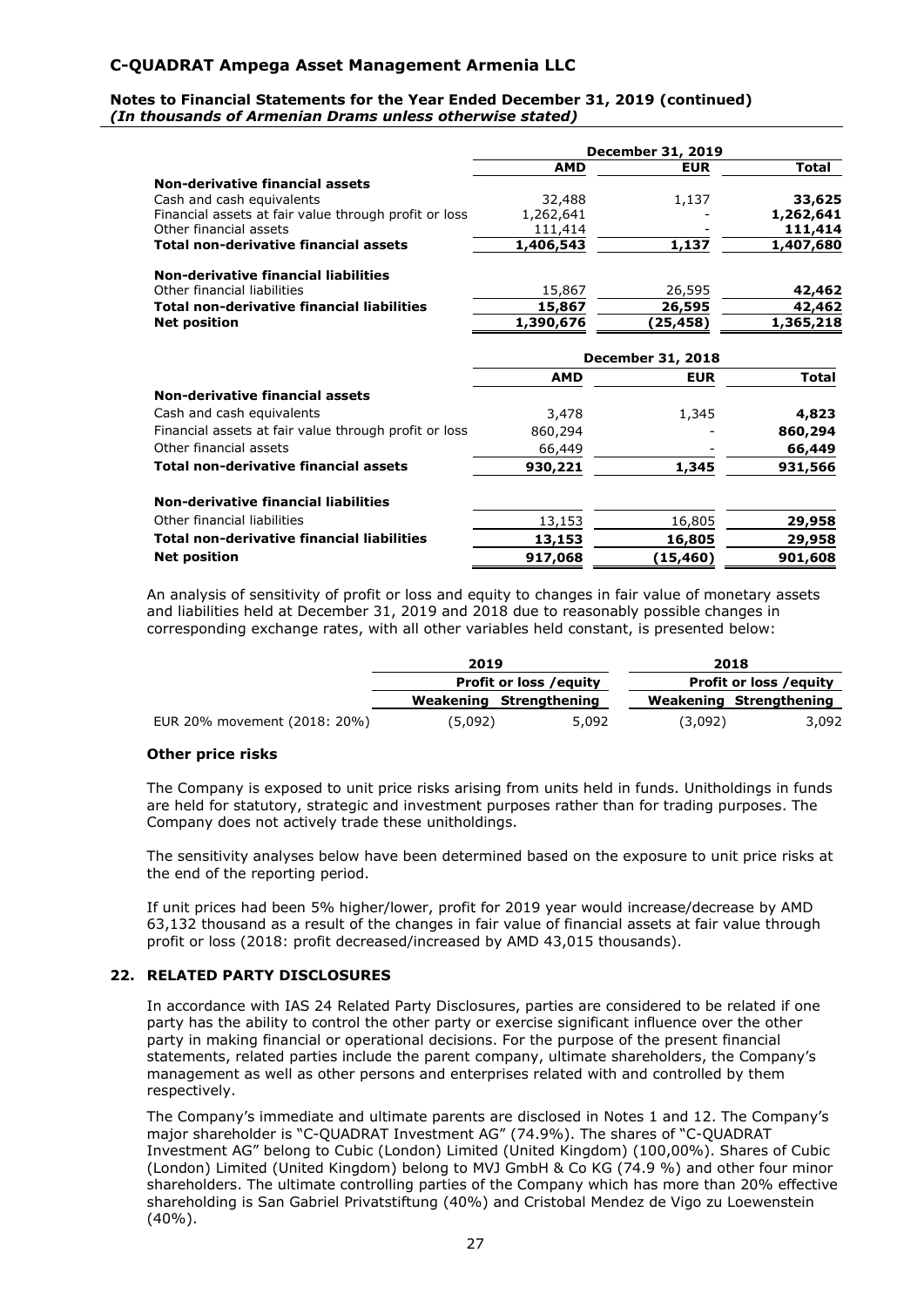| | December 31, 2019 | | |
|---|---|---|---|
| | **AMD** | **EUR** | **Total** |
| **Non-derivative financial assets** | | | |
| Cash and cash equivalents | 32,488 | 1,137 | **33,625** |
| Financial assets at fair value through profit or loss | 1,262,641 | - | **1,262,641** |
| Other financial assets | 111,414 | - | **111,414** |
| **Total non-derivative financial assets** | **1,406,543** | **1,137** | **1,407,680** |
| **Non-derivative financial liabilities** | | | |
| Other financial liabilities | 15,867 | 26,595 | **42,462** |
| **Total non-derivative financial liabilities** | **15,867** | **26,595** | **42,462** |
| **Net position** | **1,390,676** | **(25,458)** | **1,365,218** |

| | December 31, 2018 | | |
|---|---|---|---|
| | **AMD** | **EUR** | **Total** |
| **Non-derivative financial assets** | | | |
| Cash and cash equivalents | 3,478 | 1,345 | **4,823** |
| Financial assets at fair value through profit or loss | 860,294 | - | **860,294** |
| Other financial assets | 66,449 | - | **66,449** |
| **Total non-derivative financial assets** | **930,221** | **1,345** | **931,566** |
| **Non-derivative financial liabilities** | | | |
| Other financial liabilities | 13,153 | 16,805 | **29,958** |
| **Total non-derivative financial liabilities** | **13,153** | **16,805** | **29,958** |
| **Net position** | **917,068** | **(15,460)** | **901,608** |

An analysis of sensitivity of profit or loss and equity to changes in fair value of monetary assets and liabilities held at December 31, 2019 and 2018 due to reasonably possible changes in corresponding exchange rates, with all other variables held constant, is presented below:

| | 2019 | | 2018 | |
|---|---|---|---|---|
| | Profit or loss /equity | | Profit or loss /equity | |
| | Weakening | Strengthening | Weakening | Strengthening |
| EUR 20% movement (2018: 20%) | (5,092) | 5,092 | (3,092) | 3,092 |

### Other price risks

The Company is exposed to unit price risks arising from units held in funds. Unitholdings in funds are held for statutory, strategic and investment purposes rather than for trading purposes. The Company does not actively trade these unitholdings.

The sensitivity analyses below have been determined based on the exposure to unit price risks at the end of the reporting period.

If unit prices had been 5% higher/lower, profit for 2019 year would increase/decrease by AMD 63,132 thousand as a result of the changes in fair value of financial assets at fair value through profit or loss (2018: profit decreased/increased by AMD 43,015 thousands).

## 22. RELATED PARTY DISCLOSURES

In accordance with IAS 24 Related Party Disclosures, parties are considered to be related if one party has the ability to control the other party or exercise significant influence over the other party in making financial or operational decisions. For the purpose of the present financial statements, related parties include the parent company, ultimate shareholders, the Company's management as well as other persons and enterprises related with and controlled by them respectively.

The Company's immediate and ultimate parents are disclosed in Notes 1 and 12. The Company's major shareholder is "C-QUADRAT Investment AG" (74.9%). The shares of "C-QUADRAT Investment AG" belong to Cubic (London) Limited (United Kingdom) (100,00%). Shares of Cubic (London) Limited (United Kingdom) belong to MVJ GmbH & Co KG (74.9 %) and other four minor shareholders. The ultimate controlling parties of the Company which has more than 20% effective shareholding is San Gabriel Privatstiftung (40%) and Cristobal Mendez de Vigo zu Loewenstein (40%).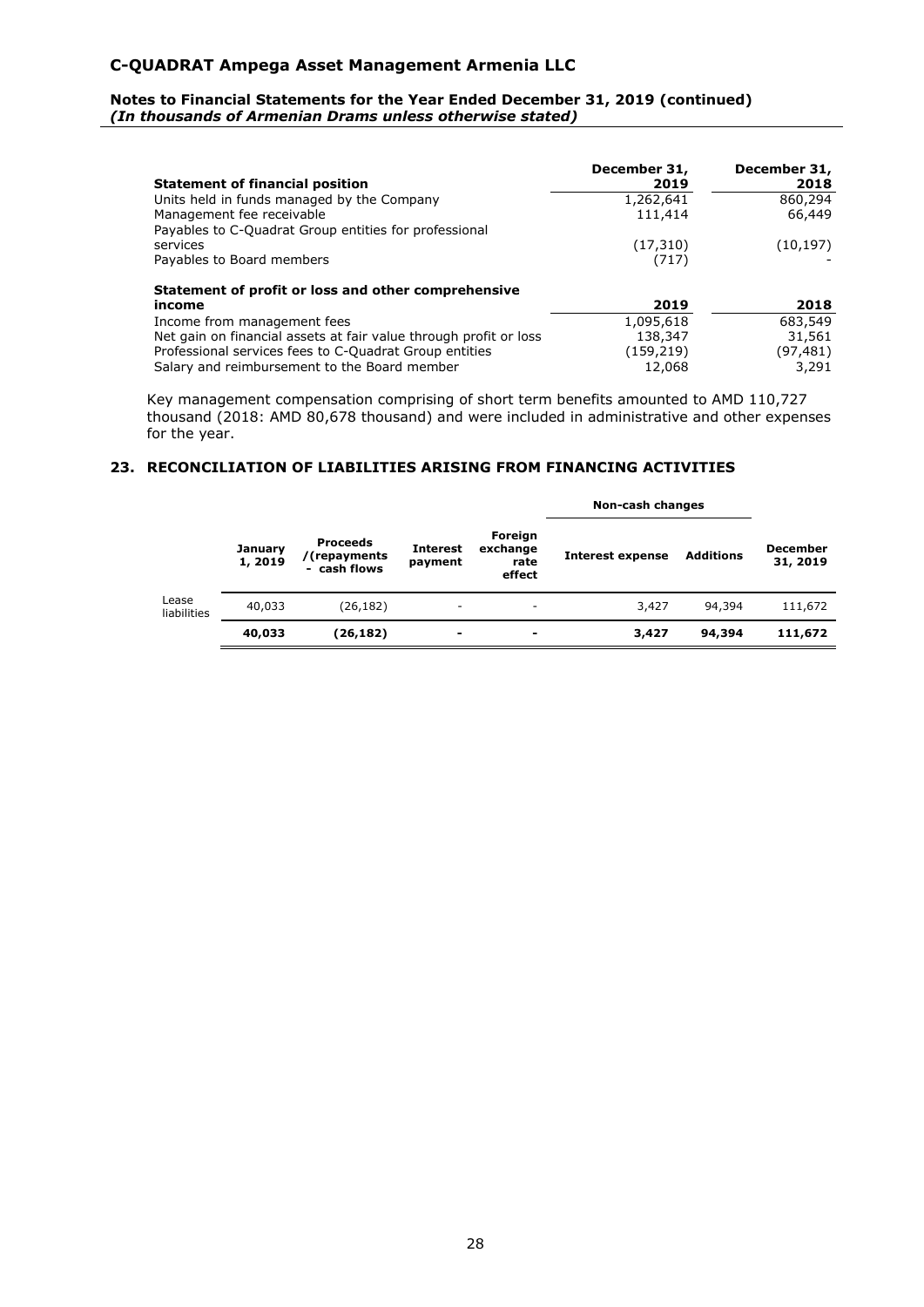| Statement of financial position | December 31, 2019 | December 31, 2018 |
|---|---|---|
| Units held in funds managed by the Company | 1,262,641 | 860,294 |
| Management fee receivable | 111,414 | 66,449 |
| Payables to C-Quadrat Group entities for professional services | (17,310) | (10,197) |
| Payables to Board members | (717) | - |

| Statement of profit or loss and other comprehensive income | 2019 | 2018 |
|---|---|---|
| Income from management fees | 1,095,618 | 683,549 |
| Net gain on financial assets at fair value through profit or loss | 138,347 | 31,561 |
| Professional services fees to C-Quadrat Group entities | (159,219) | (97,481) |
| Salary and reimbursement to the Board member | 12,068 | 3,291 |

Key management compensation comprising of short term benefits amounted to AMD 110,727 thousand (2018: AMD 80,678 thousand) and were included in administrative and other expenses for the year.

## 23. RECONCILIATION OF LIABILITIES ARISING FROM FINANCING ACTIVITIES

| | | | | | Non-cash changes | | |
|---|---|---|---|---|---|---|---|
| | **January 1, 2019** | **Proceeds /(repayments - cash flows** | **Interest payment** | **Foreign exchange rate effect** | **Interest expense** | **Additions** | **December 31, 2019** |
| Lease liabilities | 40,033 | (26,182) | - | - | 3,427 | 94,394 | 111,672 |
| | **40,033** | **(26,182)** | **-** | **-** | **3,427** | **94,394** | **111,672** |